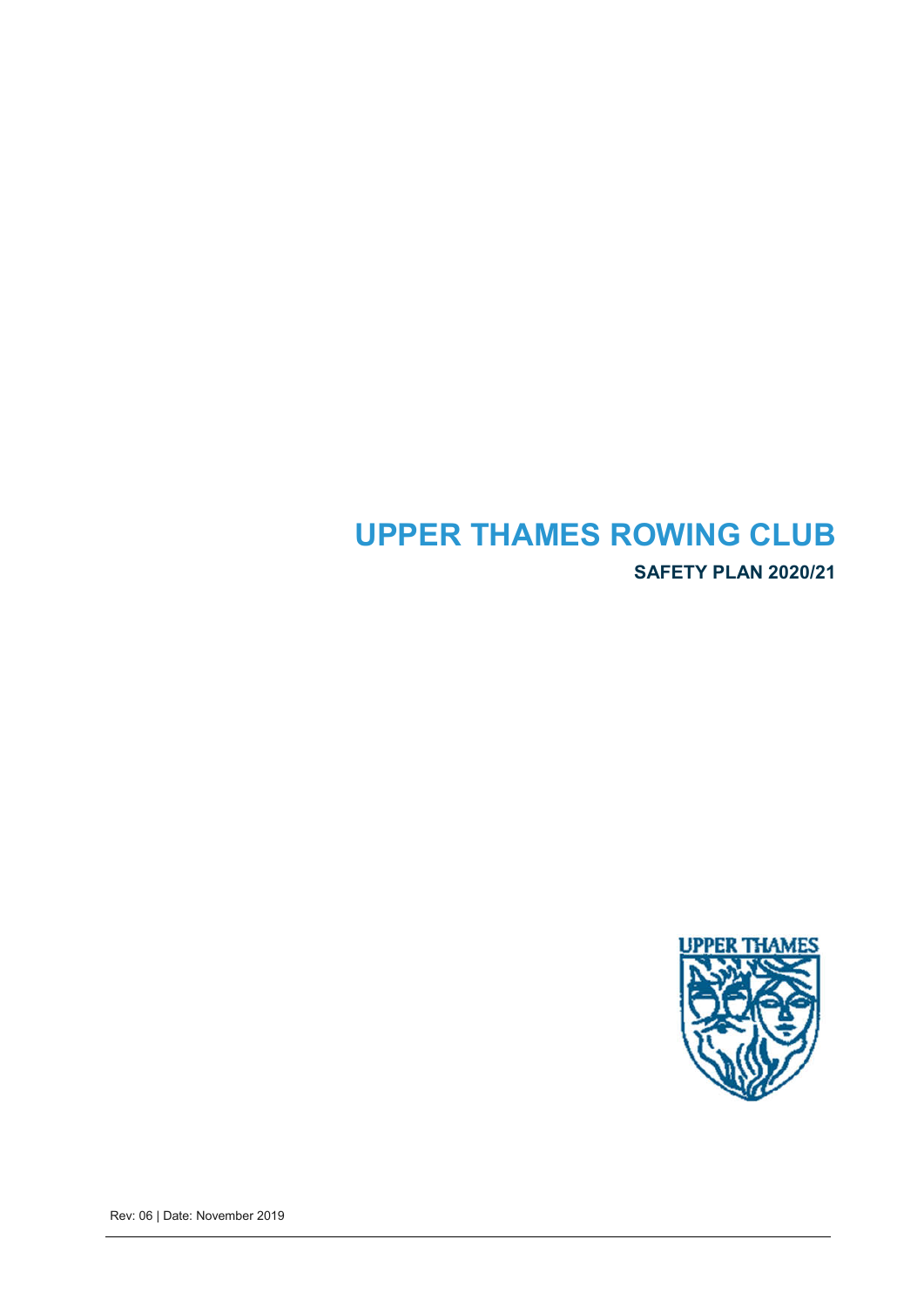# UPPER THAMES ROWING CLUB

## SAFETY PLAN 2020/21

Rev: 06 | Date: November 2019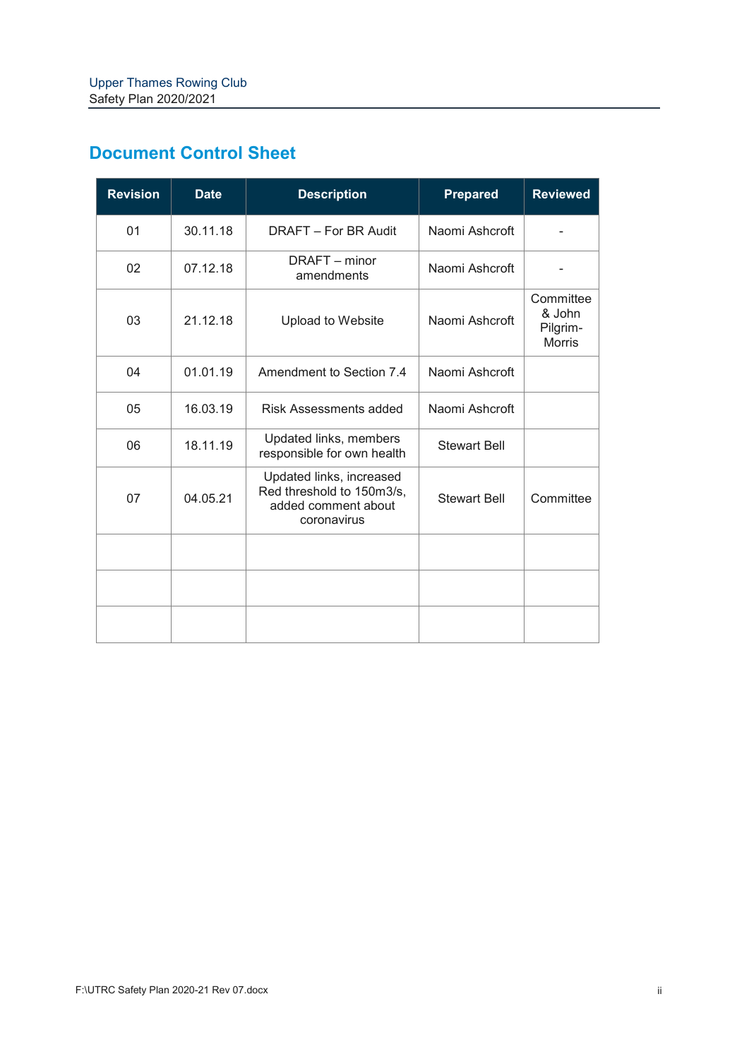## Document Control Sheet

| Revision | Date | Description | Prepared | Reviewed |
|---|---|---|---|---|
| 01 | 30.11.18 | DRAFT – For BR Audit | Naomi Ashcroft | - |
| 02 | 07.12.18 | DRAFT – minor amendments | Naomi Ashcroft | - |
| 03 | 21.12.18 | Upload to Website | Naomi Ashcroft | Committee & John Pilgrim-Morris |
| 04 | 01.01.19 | Amendment to Section 7.4 | Naomi Ashcroft | |
| 05 | 16.03.19 | Risk Assessments added | Naomi Ashcroft | |
| 06 | 18.11.19 | Updated links, members responsible for own health | Stewart Bell | |
| 07 | 04.05.21 | Updated links, increased Red threshold to 150m3/s, added comment about coronavirus | Stewart Bell | Committee |
| | | | | |
| | | | | |
| | | | | |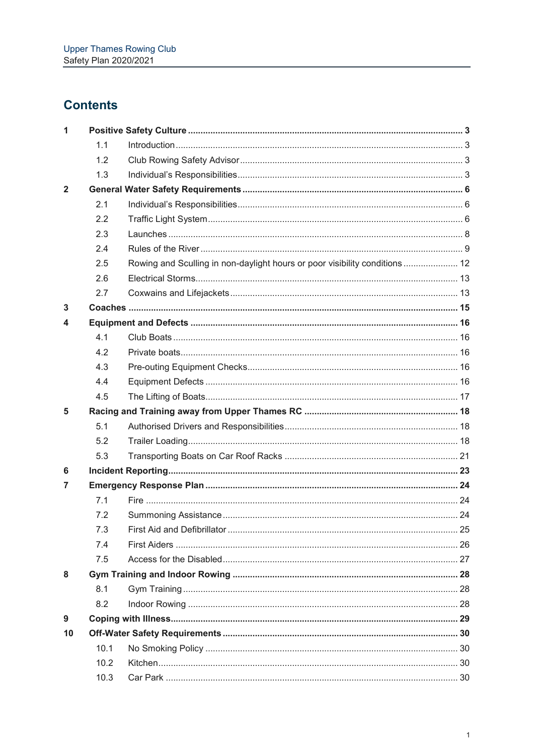# Contents

| | | |
|---|---|---|
| **1** | **Positive Safety Culture** | **3** |
| 1.1 | Introduction | 3 |
| 1.2 | Club Rowing Safety Advisor | 3 |
| 1.3 | Individual's Responsibilities | 3 |
| **2** | **General Water Safety Requirements** | **6** |
| 2.1 | Individual's Responsibilities | 6 |
| 2.2 | Traffic Light System | 6 |
| 2.3 | Launches | 8 |
| 2.4 | Rules of the River | 9 |
| 2.5 | Rowing and Sculling in non-daylight hours or poor visibility conditions | 12 |
| 2.6 | Electrical Storms | 13 |
| 2.7 | Coxwains and Lifejackets | 13 |
| **3** | **Coaches** | **15** |
| **4** | **Equipment and Defects** | **16** |
| 4.1 | Club Boats | 16 |
| 4.2 | Private boats | 16 |
| 4.3 | Pre-outing Equipment Checks | 16 |
| 4.4 | Equipment Defects | 16 |
| 4.5 | The Lifting of Boats | 17 |
| **5** | **Racing and Training away from Upper Thames RC** | **18** |
| 5.1 | Authorised Drivers and Responsibilities | 18 |
| 5.2 | Trailer Loading | 18 |
| 5.3 | Transporting Boats on Car Roof Racks | 21 |
| **6** | **Incident Reporting** | **23** |
| **7** | **Emergency Response Plan** | **24** |
| 7.1 | Fire | 24 |
| 7.2 | Summoning Assistance | 24 |
| 7.3 | First Aid and Defibrillator | 25 |
| 7.4 | First Aiders | 26 |
| 7.5 | Access for the Disabled | 27 |
| **8** | **Gym Training and Indoor Rowing** | **28** |
| 8.1 | Gym Training | 28 |
| 8.2 | Indoor Rowing | 28 |
| **9** | **Coping with Illness** | **29** |
| **10** | **Off-Water Safety Requirements** | **30** |
| 10.1 | No Smoking Policy | 30 |
| 10.2 | Kitchen | 30 |
| 10.3 | Car Park | 30 |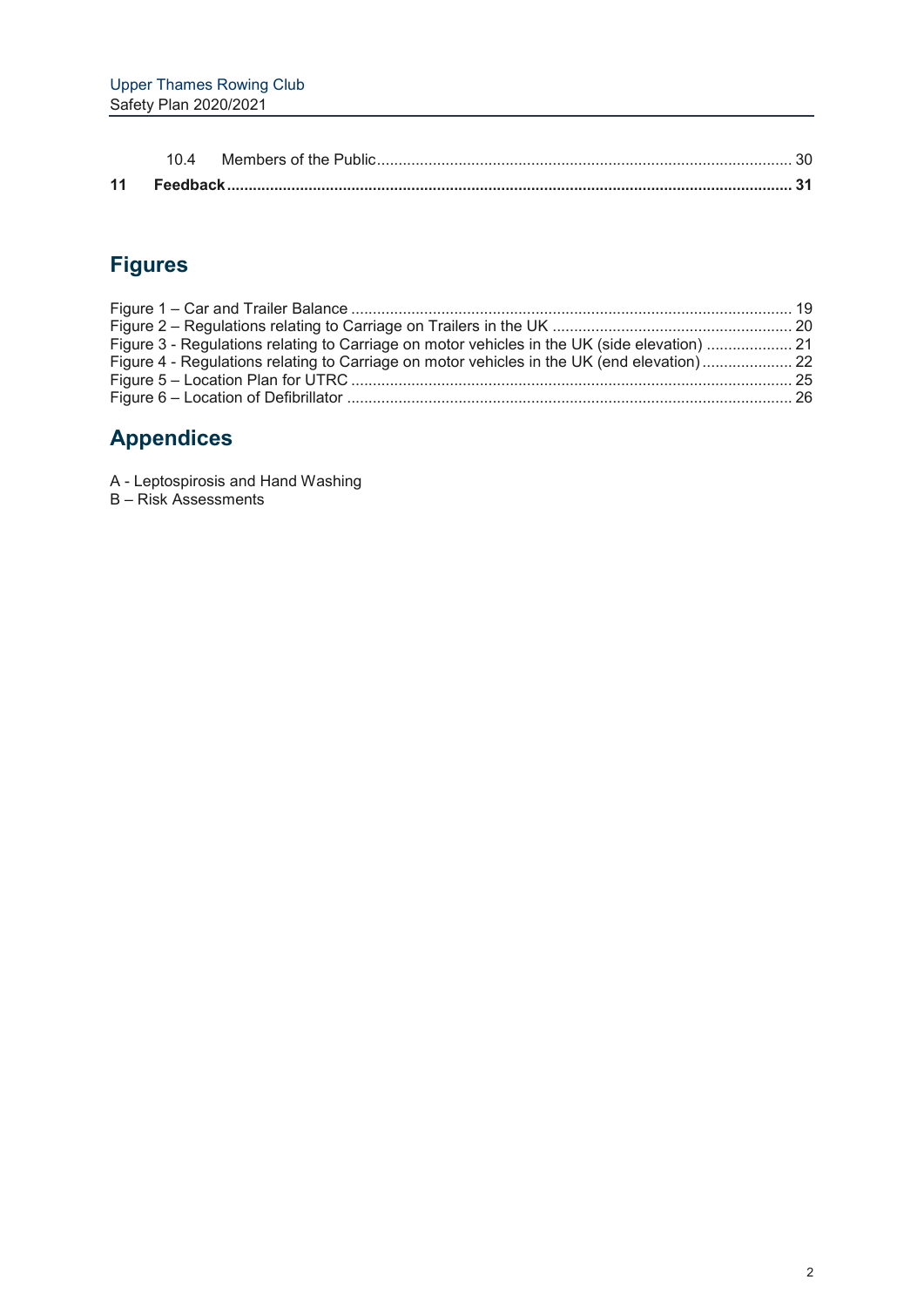10.4 Members of the Public ........................................................................................................ 30

**11 Feedback ........................................................................................................................ 31**

## Figures

Figure 1 – Car and Trailer Balance ........................................................................................ 19
Figure 2 – Regulations relating to Carriage on Trailers in the UK ........................................... 20
Figure 3 - Regulations relating to Carriage on motor vehicles in the UK (side elevation) ......... 21
Figure 4 - Regulations relating to Carriage on motor vehicles in the UK (end elevation) .......... 22
Figure 5 – Location Plan for UTRC ........................................................................................ 25
Figure 6 – Location of Defibrillator .......................................................................................... 26

## Appendices

A - Leptospirosis and Hand Washing
B – Risk Assessments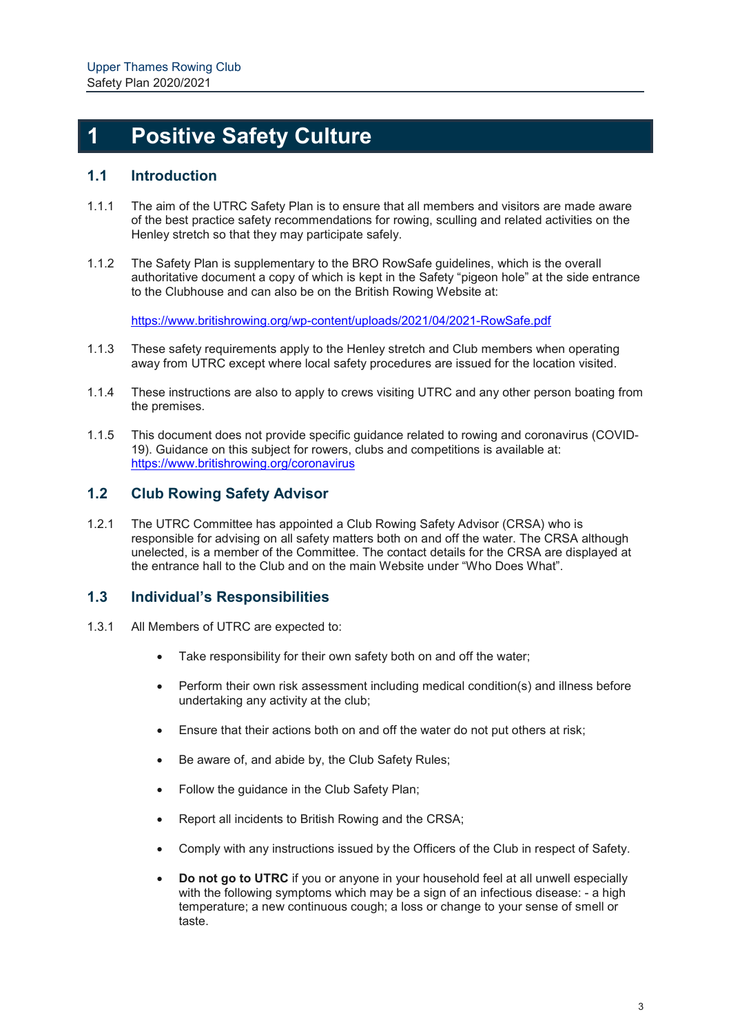# 1 Positive Safety Culture

## 1.1 Introduction

1.1.1 The aim of the UTRC Safety Plan is to ensure that all members and visitors are made aware of the best practice safety recommendations for rowing, sculling and related activities on the Henley stretch so that they may participate safely.

1.1.2 The Safety Plan is supplementary to the BRO RowSafe guidelines, which is the overall authoritative document a copy of which is kept in the Safety "pigeon hole" at the side entrance to the Clubhouse and can also be on the British Rowing Website at:

https://www.britishrowing.org/wp-content/uploads/2021/04/2021-RowSafe.pdf

1.1.3 These safety requirements apply to the Henley stretch and Club members when operating away from UTRC except where local safety procedures are issued for the location visited.

1.1.4 These instructions are also to apply to crews visiting UTRC and any other person boating from the premises.

1.1.5 This document does not provide specific guidance related to rowing and coronavirus (COVID-19). Guidance on this subject for rowers, clubs and competitions is available at: https://www.britishrowing.org/coronavirus

## 1.2 Club Rowing Safety Advisor

1.2.1 The UTRC Committee has appointed a Club Rowing Safety Advisor (CRSA) who is responsible for advising on all safety matters both on and off the water. The CRSA although unelected, is a member of the Committee. The contact details for the CRSA are displayed at the entrance hall to the Club and on the main Website under "Who Does What".

## 1.3 Individual's Responsibilities

1.3.1 All Members of UTRC are expected to:

- Take responsibility for their own safety both on and off the water;
- Perform their own risk assessment including medical condition(s) and illness before undertaking any activity at the club;
- Ensure that their actions both on and off the water do not put others at risk;
- Be aware of, and abide by, the Club Safety Rules;
- Follow the guidance in the Club Safety Plan;
- Report all incidents to British Rowing and the CRSA;
- Comply with any instructions issued by the Officers of the Club in respect of Safety.
- **Do not go to UTRC** if you or anyone in your household feel at all unwell especially with the following symptoms which may be a sign of an infectious disease: - a high temperature; a new continuous cough; a loss or change to your sense of smell or taste.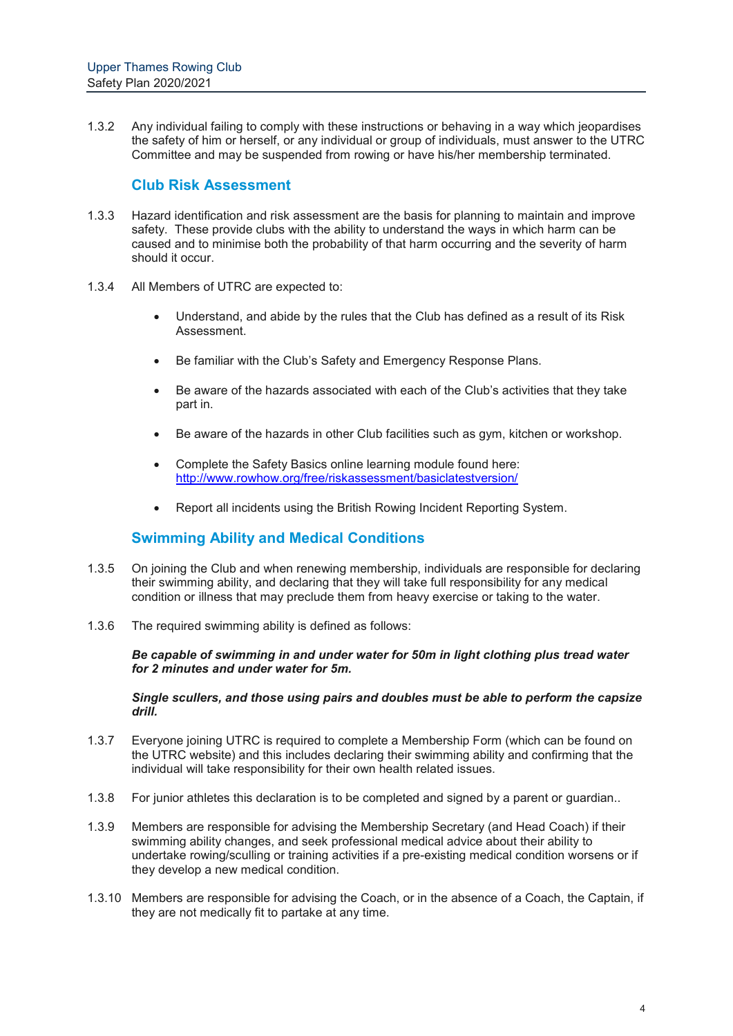1.3.2 Any individual failing to comply with these instructions or behaving in a way which jeopardises the safety of him or herself, or any individual or group of individuals, must answer to the UTRC Committee and may be suspended from rowing or have his/her membership terminated.

## Club Risk Assessment

1.3.3 Hazard identification and risk assessment are the basis for planning to maintain and improve safety. These provide clubs with the ability to understand the ways in which harm can be caused and to minimise both the probability of that harm occurring and the severity of harm should it occur.

1.3.4 All Members of UTRC are expected to:

- Understand, and abide by the rules that the Club has defined as a result of its Risk Assessment.
- Be familiar with the Club's Safety and Emergency Response Plans.
- Be aware of the hazards associated with each of the Club's activities that they take part in.
- Be aware of the hazards in other Club facilities such as gym, kitchen or workshop.
- Complete the Safety Basics online learning module found here: http://www.rowhow.org/free/riskassessment/basiclatestversion/
- Report all incidents using the British Rowing Incident Reporting System.

## Swimming Ability and Medical Conditions

1.3.5 On joining the Club and when renewing membership, individuals are responsible for declaring their swimming ability, and declaring that they will take full responsibility for any medical condition or illness that may preclude them from heavy exercise or taking to the water.

1.3.6 The required swimming ability is defined as follows:

***Be capable of swimming in and under water for 50m in light clothing plus tread water for 2 minutes and under water for 5m.***

***Single scullers, and those using pairs and doubles must be able to perform the capsize drill.***

1.3.7 Everyone joining UTRC is required to complete a Membership Form (which can be found on the UTRC website) and this includes declaring their swimming ability and confirming that the individual will take responsibility for their own health related issues.

1.3.8 For junior athletes this declaration is to be completed and signed by a parent or guardian..

1.3.9 Members are responsible for advising the Membership Secretary (and Head Coach) if their swimming ability changes, and seek professional medical advice about their ability to undertake rowing/sculling or training activities if a pre-existing medical condition worsens or if they develop a new medical condition.

1.3.10 Members are responsible for advising the Coach, or in the absence of a Coach, the Captain, if they are not medically fit to partake at any time.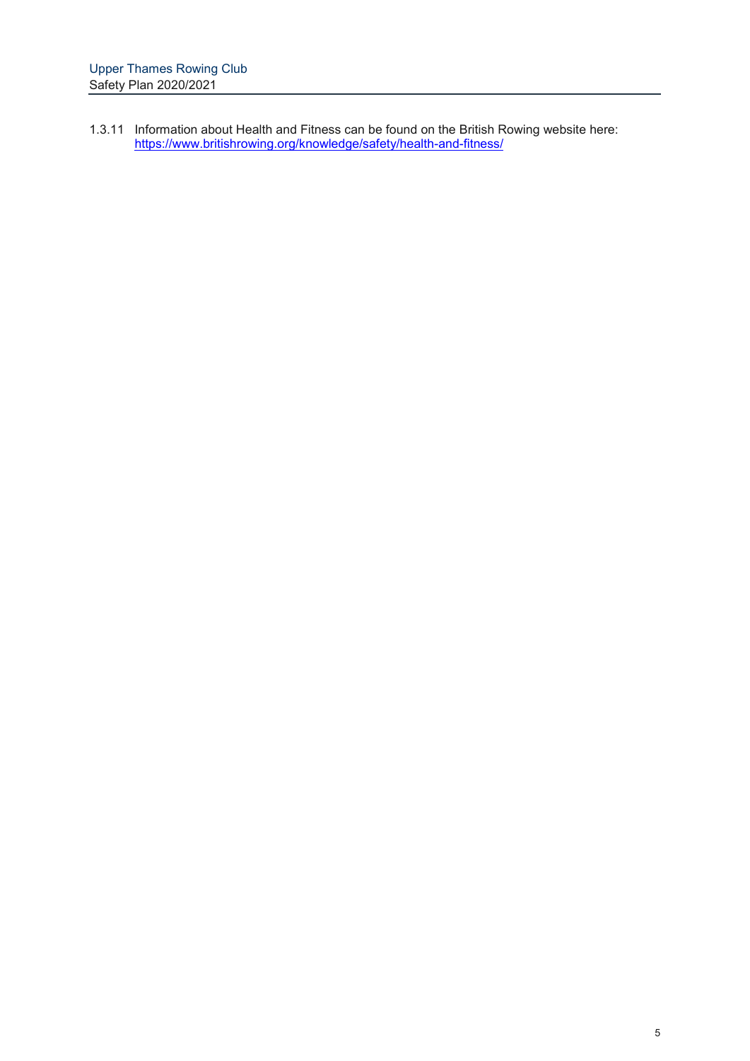1.3.11 Information about Health and Fitness can be found on the British Rowing website here: https://www.britishrowing.org/knowledge/safety/health-and-fitness/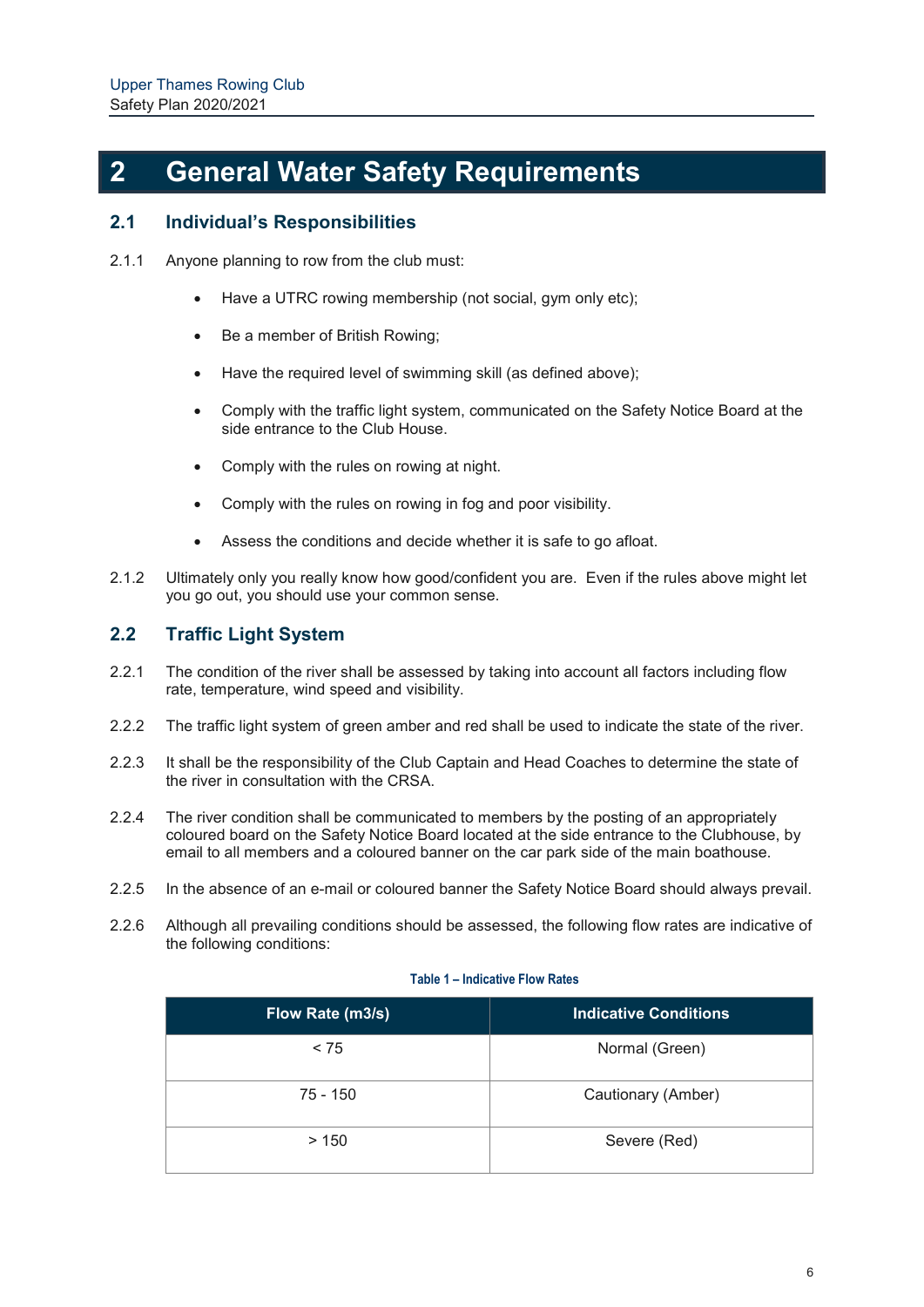# 2 General Water Safety Requirements

## 2.1 Individual's Responsibilities

2.1.1 Anyone planning to row from the club must:

- Have a UTRC rowing membership (not social, gym only etc);
- Be a member of British Rowing;
- Have the required level of swimming skill (as defined above);
- Comply with the traffic light system, communicated on the Safety Notice Board at the side entrance to the Club House.
- Comply with the rules on rowing at night.
- Comply with the rules on rowing in fog and poor visibility.
- Assess the conditions and decide whether it is safe to go afloat.

2.1.2 Ultimately only you really know how good/confident you are. Even if the rules above might let you go out, you should use your common sense.

## 2.2 Traffic Light System

2.2.1 The condition of the river shall be assessed by taking into account all factors including flow rate, temperature, wind speed and visibility.

2.2.2 The traffic light system of green amber and red shall be used to indicate the state of the river.

2.2.3 It shall be the responsibility of the Club Captain and Head Coaches to determine the state of the river in consultation with the CRSA.

2.2.4 The river condition shall be communicated to members by the posting of an appropriately coloured board on the Safety Notice Board located at the side entrance to the Clubhouse, by email to all members and a coloured banner on the car park side of the main boathouse.

2.2.5 In the absence of an e-mail or coloured banner the Safety Notice Board should always prevail.

2.2.6 Although all prevailing conditions should be assessed, the following flow rates are indicative of the following conditions:

**Table 1 – Indicative Flow Rates**

| Flow Rate (m3/s) | Indicative Conditions |
|---|---|
| < 75 | Normal (Green) |
| 75 - 150 | Cautionary (Amber) |
| > 150 | Severe (Red) |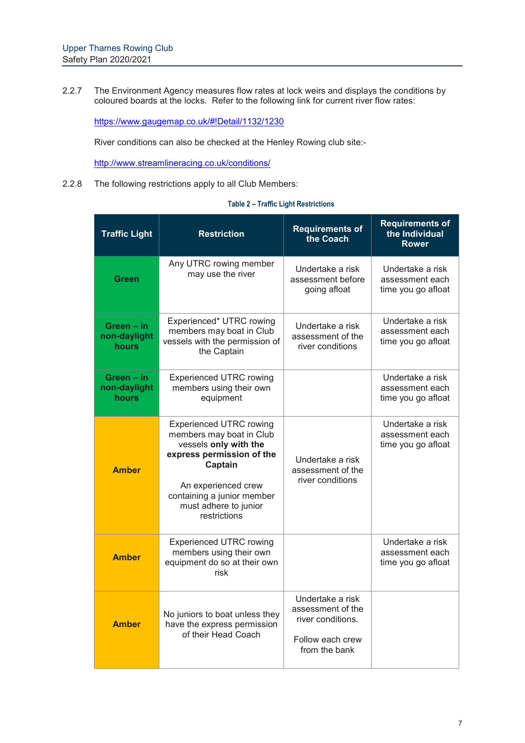2.2.7 The Environment Agency measures flow rates at lock weirs and displays the conditions by coloured boards at the locks. Refer to the following link for current river flow rates:

https://www.gaugemap.co.uk/#!Detail/1132/1230

River conditions can also be checked at the Henley Rowing club site:-

http://www.streamlineracing.co.uk/conditions/

2.2.8 The following restrictions apply to all Club Members:

**Table 2 – Traffic Light Restrictions**

| Traffic Light | Restriction | Requirements of the Coach | Requirements of the Individual Rower |
|---|---|---|---|
| **Green** | Any UTRC rowing member may use the river | Undertake a risk assessment before going afloat | Undertake a risk assessment each time you go afloat |
| **Green – in non-daylight hours** | Experienced* UTRC rowing members may boat in Club vessels with the permission of the Captain | Undertake a risk assessment of the river conditions | Undertake a risk assessment each time you go afloat |
| **Green – in non-daylight hours** | Experienced UTRC rowing members using their own equipment | | Undertake a risk assessment each time you go afloat |
| **Amber** | Experienced UTRC rowing members may boat in Club vessels **only with the express permission of the Captain**<br><br>An experienced crew containing a junior member must adhere to junior restrictions | Undertake a risk assessment of the river conditions | Undertake a risk assessment each time you go afloat |
| **Amber** | Experienced UTRC rowing members using their own equipment do so at their own risk | | Undertake a risk assessment each time you go afloat |
| **Amber** | No juniors to boat unless they have the express permission of their Head Coach | Undertake a risk assessment of the river conditions.<br><br>Follow each crew from the bank | |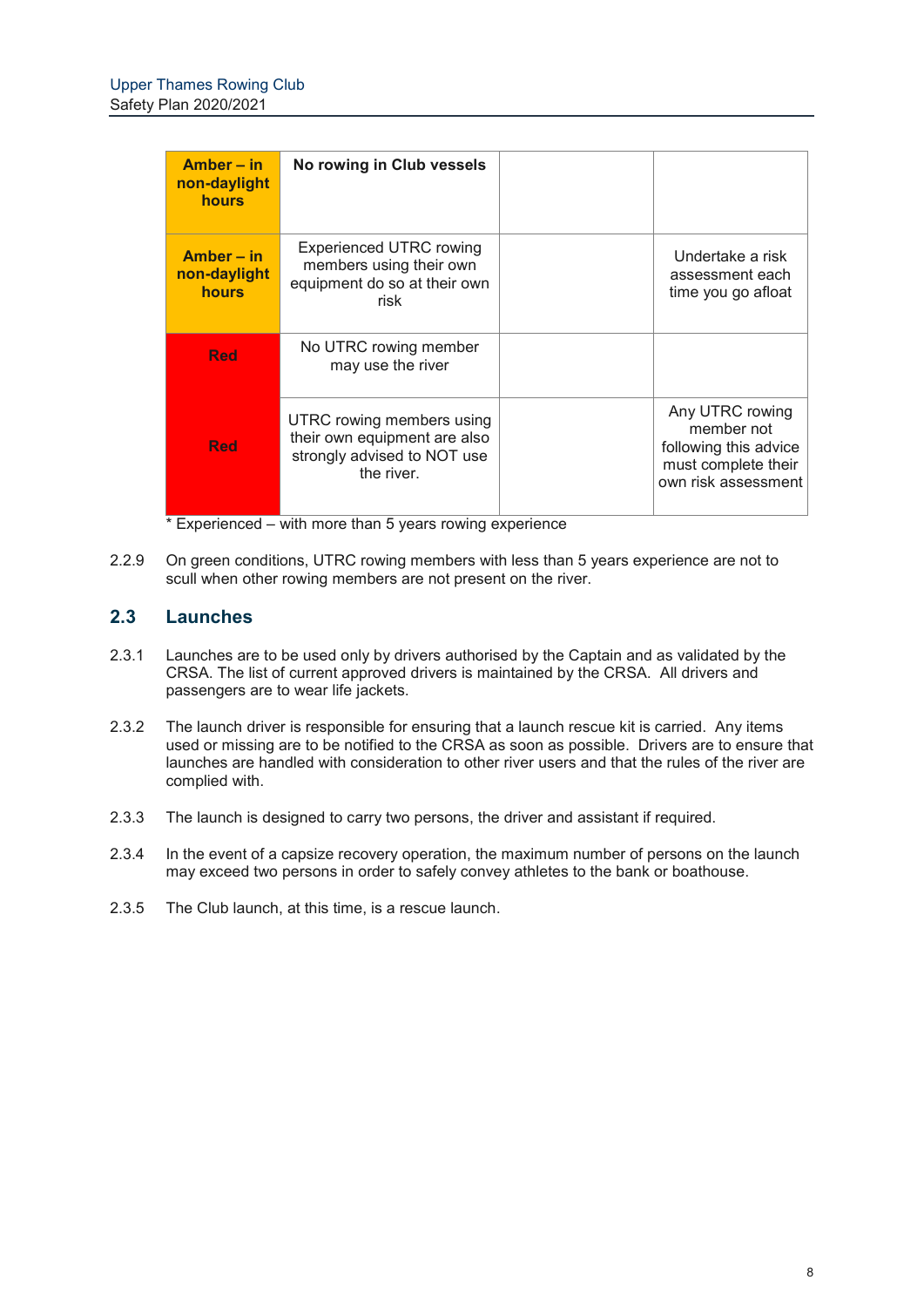| **Amber – in non-daylight hours** | **No rowing in Club vessels** | | |
|---|---|---|---|
| **Amber – in non-daylight hours** | Experienced UTRC rowing members using their own equipment do so at their own risk | | Undertake a risk assessment each time you go afloat |
| **Red** | No UTRC rowing member may use the river | | |
| **Red** | UTRC rowing members using their own equipment are also strongly advised to NOT use the river. | | Any UTRC rowing member not following this advice must complete their own risk assessment |

* Experienced – with more than 5 years rowing experience

2.2.9 On green conditions, UTRC rowing members with less than 5 years experience are not to scull when other rowing members are not present on the river.

## 2.3 Launches

2.3.1 Launches are to be used only by drivers authorised by the Captain and as validated by the CRSA. The list of current approved drivers is maintained by the CRSA. All drivers and passengers are to wear life jackets.

2.3.2 The launch driver is responsible for ensuring that a launch rescue kit is carried. Any items used or missing are to be notified to the CRSA as soon as possible. Drivers are to ensure that launches are handled with consideration to other river users and that the rules of the river are complied with.

2.3.3 The launch is designed to carry two persons, the driver and assistant if required.

2.3.4 In the event of a capsize recovery operation, the maximum number of persons on the launch may exceed two persons in order to safely convey athletes to the bank or boathouse.

2.3.5 The Club launch, at this time, is a rescue launch.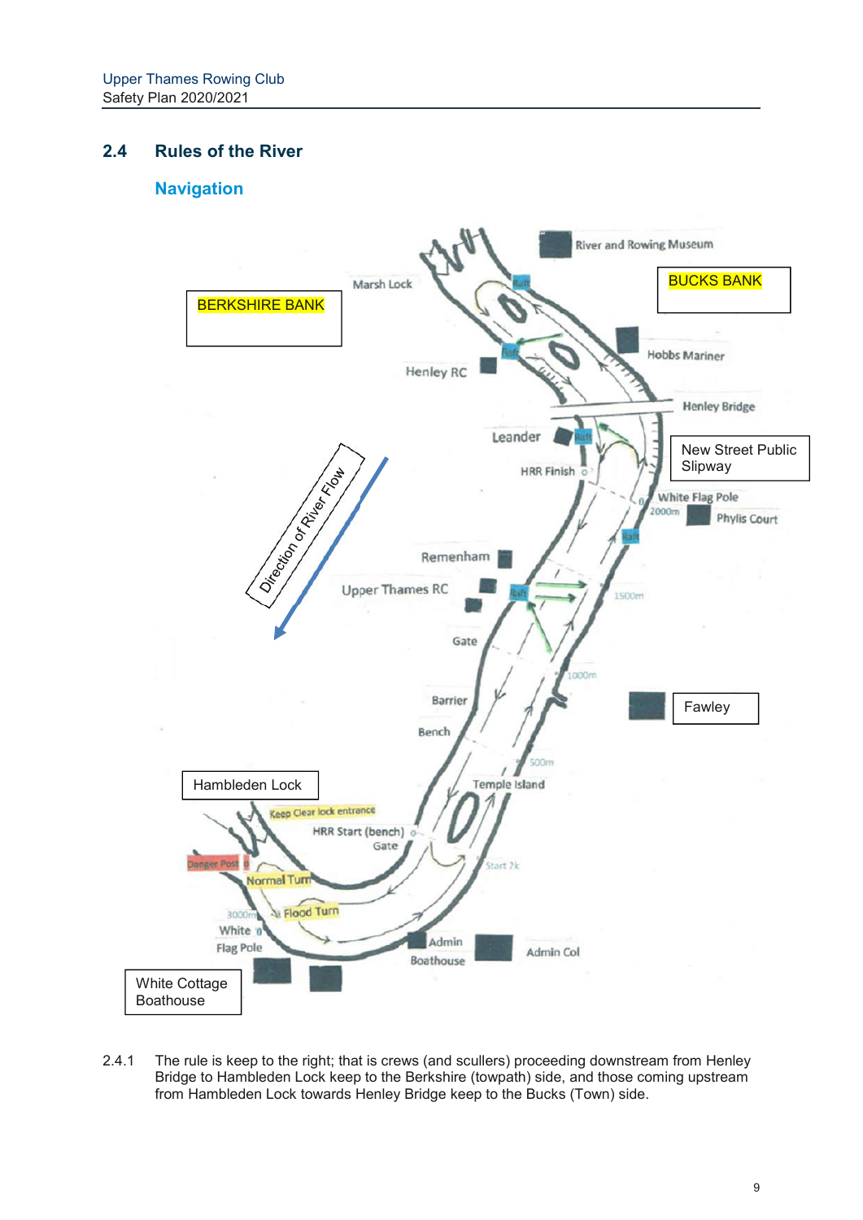## 2.4 Rules of the River

### Navigation

BERKSHIRE BANK

BUCKS BANK

Marsh Lock

River and Rowing Museum

Hobbs Mariner

Henley RC

Henley Bridge

Leander

New Street Public Slipway

HRR Finish

White Flag Pole

2000m

Phylis Court

Direction of River Flow

Remenham

Upper Thames RC

1500m

Gate

1000m

Barrier

Fawley

Bench

500m

Hambleden Lock

Temple Island

Keep Clear lock entrance

HRR Start (bench)

Gate

Danger Post

Start 2k

Normal Turn

3000m

Flood Turn

White

Flag Pole

Admin

Boathouse

Admin Col

White Cottage Boathouse

2.4.1 The rule is keep to the right; that is crews (and scullers) proceeding downstream from Henley Bridge to Hambleden Lock keep to the Berkshire (towpath) side, and those coming upstream from Hambleden Lock towards Henley Bridge keep to the Bucks (Town) side.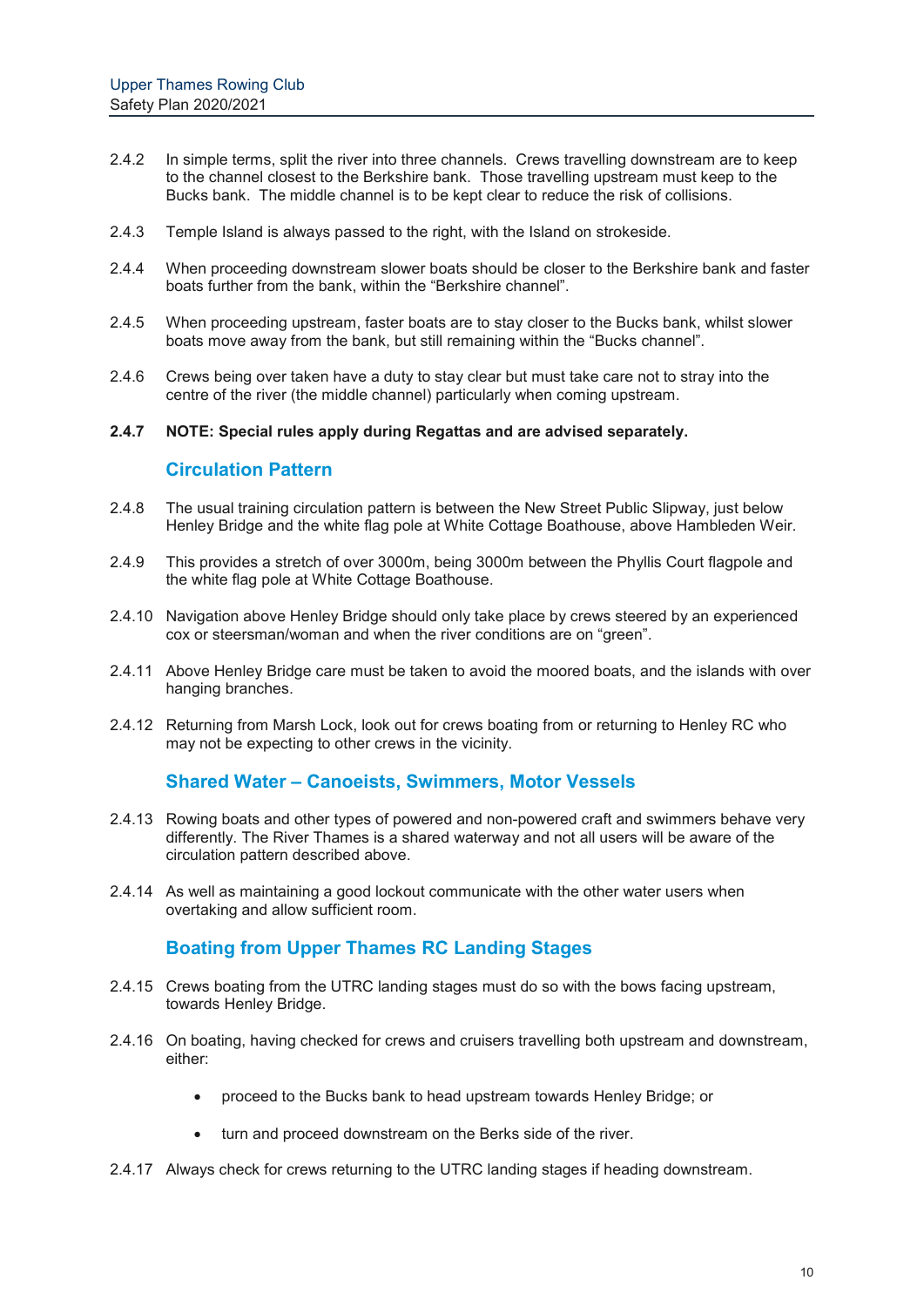2.4.2 In simple terms, split the river into three channels. Crews travelling downstream are to keep to the channel closest to the Berkshire bank. Those travelling upstream must keep to the Bucks bank. The middle channel is to be kept clear to reduce the risk of collisions.

2.4.3 Temple Island is always passed to the right, with the Island on strokeside.

2.4.4 When proceeding downstream slower boats should be closer to the Berkshire bank and faster boats further from the bank, within the "Berkshire channel".

2.4.5 When proceeding upstream, faster boats are to stay closer to the Bucks bank, whilst slower boats move away from the bank, but still remaining within the "Bucks channel".

2.4.6 Crews being over taken have a duty to stay clear but must take care not to stray into the centre of the river (the middle channel) particularly when coming upstream.

**2.4.7 NOTE: Special rules apply during Regattas and are advised separately.**

### Circulation Pattern

2.4.8 The usual training circulation pattern is between the New Street Public Slipway, just below Henley Bridge and the white flag pole at White Cottage Boathouse, above Hambleden Weir.

2.4.9 This provides a stretch of over 3000m, being 3000m between the Phyllis Court flagpole and the white flag pole at White Cottage Boathouse.

2.4.10 Navigation above Henley Bridge should only take place by crews steered by an experienced cox or steersman/woman and when the river conditions are on "green".

2.4.11 Above Henley Bridge care must be taken to avoid the moored boats, and the islands with over hanging branches.

2.4.12 Returning from Marsh Lock, look out for crews boating from or returning to Henley RC who may not be expecting to other crews in the vicinity.

### Shared Water – Canoeists, Swimmers, Motor Vessels

2.4.13 Rowing boats and other types of powered and non-powered craft and swimmers behave very differently. The River Thames is a shared waterway and not all users will be aware of the circulation pattern described above.

2.4.14 As well as maintaining a good lookout communicate with the other water users when overtaking and allow sufficient room.

### Boating from Upper Thames RC Landing Stages

2.4.15 Crews boating from the UTRC landing stages must do so with the bows facing upstream, towards Henley Bridge.

2.4.16 On boating, having checked for crews and cruisers travelling both upstream and downstream, either:

- proceed to the Bucks bank to head upstream towards Henley Bridge; or
- turn and proceed downstream on the Berks side of the river.

2.4.17 Always check for crews returning to the UTRC landing stages if heading downstream.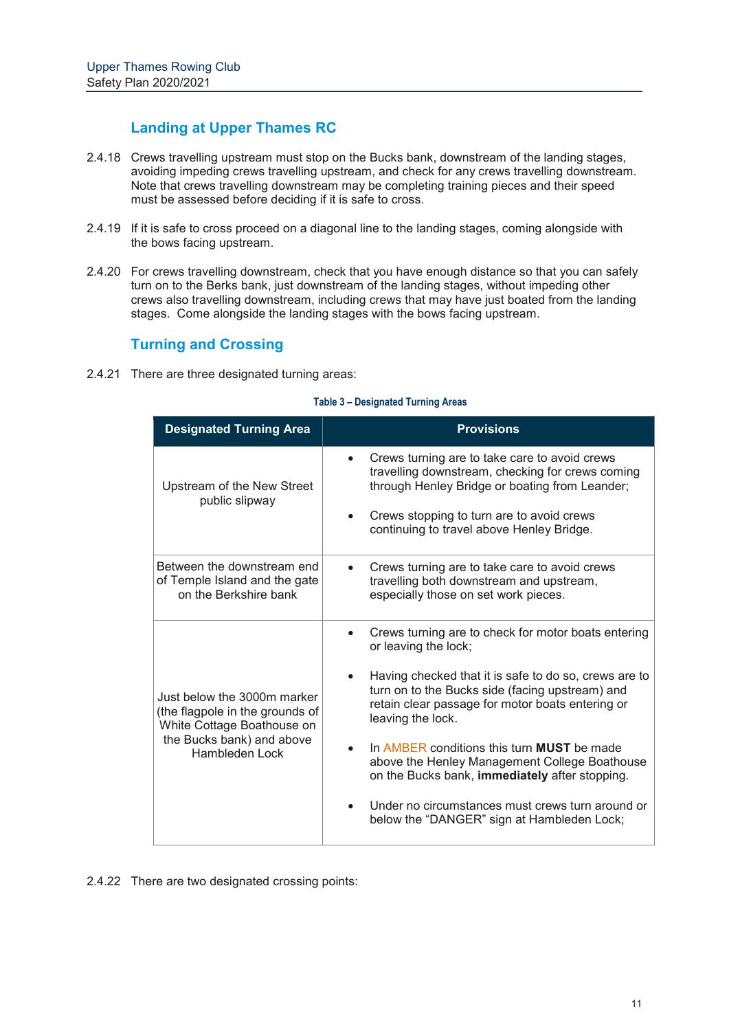### Landing at Upper Thames RC

2.4.18 Crews travelling upstream must stop on the Bucks bank, downstream of the landing stages, avoiding impeding crews travelling upstream, and check for any crews travelling downstream. Note that crews travelling downstream may be completing training pieces and their speed must be assessed before deciding if it is safe to cross.

2.4.19 If it is safe to cross proceed on a diagonal line to the landing stages, coming alongside with the bows facing upstream.

2.4.20 For crews travelling downstream, check that you have enough distance so that you can safely turn on to the Berks bank, just downstream of the landing stages, without impeding other crews also travelling downstream, including crews that may have just boated from the landing stages. Come alongside the landing stages with the bows facing upstream.

### Turning and Crossing

2.4.21 There are three designated turning areas:

**Table 3 – Designated Turning Areas**

| Designated Turning Area | Provisions |
|---|---|
| Upstream of the New Street public slipway | • Crews turning are to take care to avoid crews travelling downstream, checking for crews coming through Henley Bridge or boating from Leander;<br>• Crews stopping to turn are to avoid crews continuing to travel above Henley Bridge. |
| Between the downstream end of Temple Island and the gate on the Berkshire bank | • Crews turning are to take care to avoid crews travelling both downstream and upstream, especially those on set work pieces. |
| Just below the 3000m marker (the flagpole in the grounds of White Cottage Boathouse on the Bucks bank) and above Hambleden Lock | • Crews turning are to check for motor boats entering or leaving the lock;<br>• Having checked that it is safe to do so, crews are to turn on to the Bucks side (facing upstream) and retain clear passage for motor boats entering or leaving the lock.<br>• In AMBER conditions this turn **MUST** be made above the Henley Management College Boathouse on the Bucks bank, **immediately** after stopping.<br>• Under no circumstances must crews turn around or below the "DANGER" sign at Hambleden Lock; |

2.4.22 There are two designated crossing points: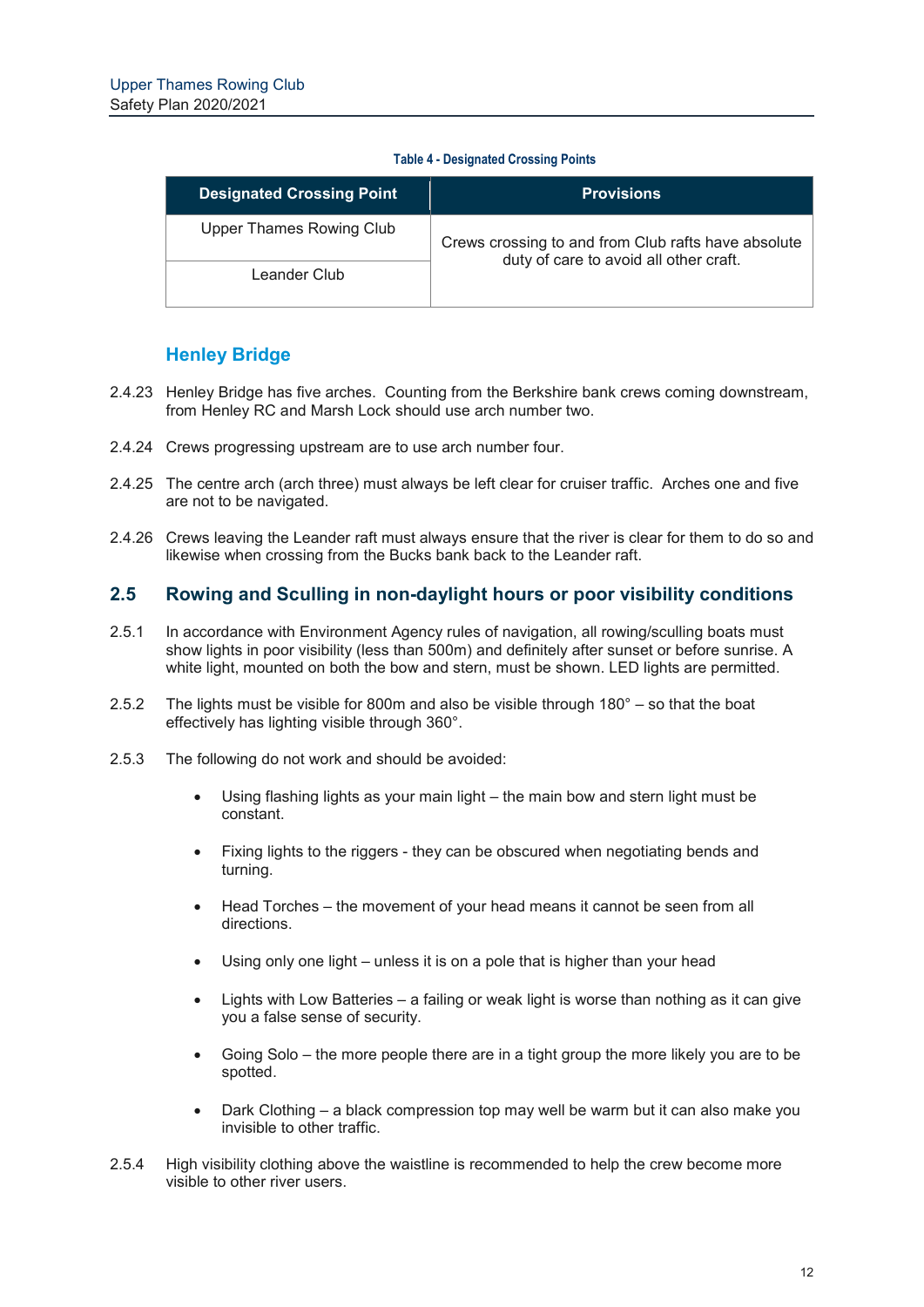**Table 4 - Designated Crossing Points**

| Designated Crossing Point | Provisions |
|---|---|
| Upper Thames Rowing Club | Crews crossing to and from Club rafts have absolute duty of care to avoid all other craft. |
| Leander Club | |

### Henley Bridge

2.4.23 Henley Bridge has five arches. Counting from the Berkshire bank crews coming downstream, from Henley RC and Marsh Lock should use arch number two.

2.4.24 Crews progressing upstream are to use arch number four.

2.4.25 The centre arch (arch three) must always be left clear for cruiser traffic. Arches one and five are not to be navigated.

2.4.26 Crews leaving the Leander raft must always ensure that the river is clear for them to do so and likewise when crossing from the Bucks bank back to the Leander raft.

## 2.5 Rowing and Sculling in non-daylight hours or poor visibility conditions

2.5.1 In accordance with Environment Agency rules of navigation, all rowing/sculling boats must show lights in poor visibility (less than 500m) and definitely after sunset or before sunrise. A white light, mounted on both the bow and stern, must be shown. LED lights are permitted.

2.5.2 The lights must be visible for 800m and also be visible through 180° – so that the boat effectively has lighting visible through 360°.

2.5.3 The following do not work and should be avoided:

- Using flashing lights as your main light – the main bow and stern light must be constant.
- Fixing lights to the riggers - they can be obscured when negotiating bends and turning.
- Head Torches – the movement of your head means it cannot be seen from all directions.
- Using only one light – unless it is on a pole that is higher than your head
- Lights with Low Batteries – a failing or weak light is worse than nothing as it can give you a false sense of security.
- Going Solo – the more people there are in a tight group the more likely you are to be spotted.
- Dark Clothing – a black compression top may well be warm but it can also make you invisible to other traffic.

2.5.4 High visibility clothing above the waistline is recommended to help the crew become more visible to other river users.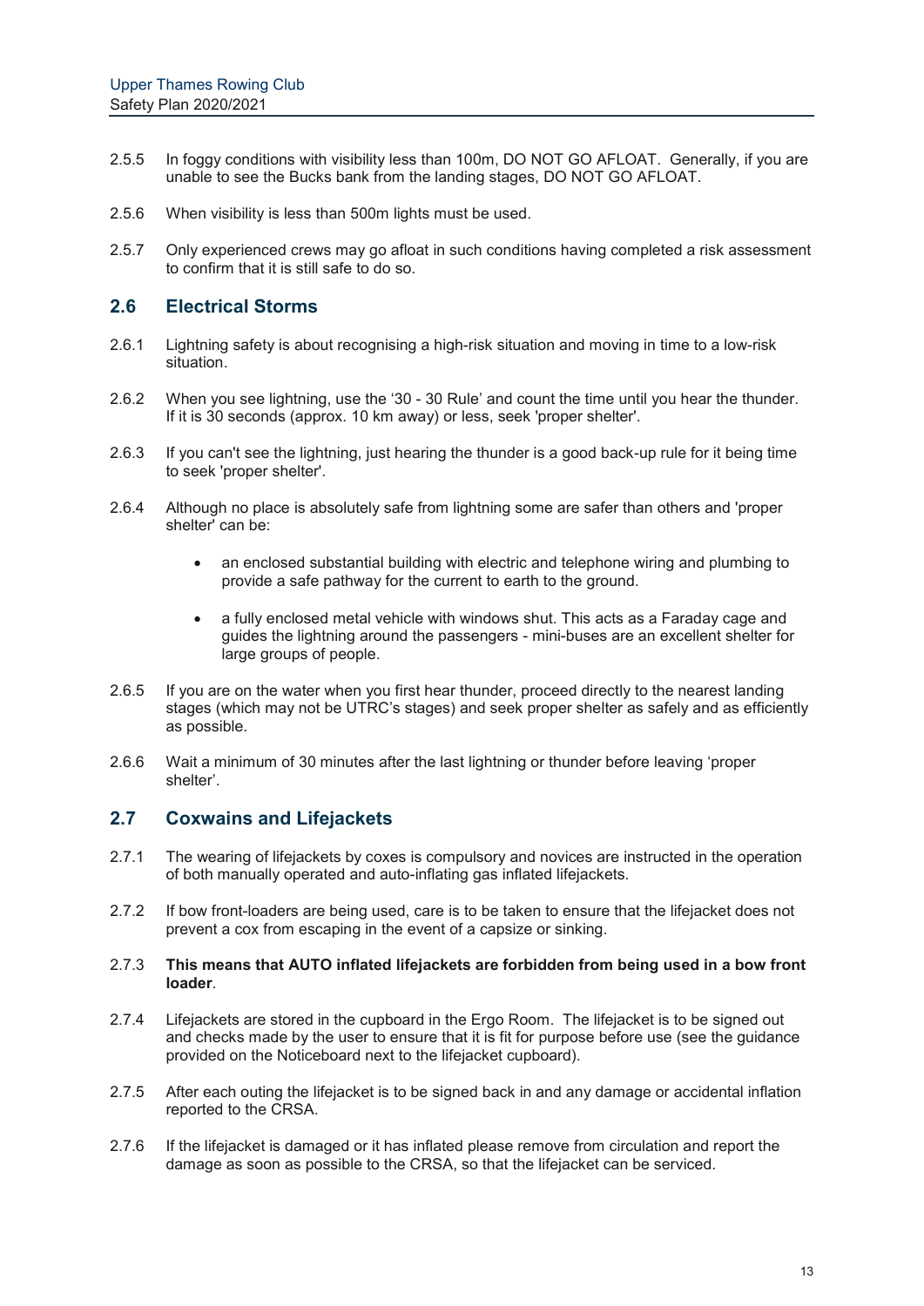2.5.5 In foggy conditions with visibility less than 100m, DO NOT GO AFLOAT. Generally, if you are unable to see the Bucks bank from the landing stages, DO NOT GO AFLOAT.

2.5.6 When visibility is less than 500m lights must be used.

2.5.7 Only experienced crews may go afloat in such conditions having completed a risk assessment to confirm that it is still safe to do so.

## 2.6 Electrical Storms

2.6.1 Lightning safety is about recognising a high-risk situation and moving in time to a low-risk situation.

2.6.2 When you see lightning, use the '30 - 30 Rule' and count the time until you hear the thunder. If it is 30 seconds (approx. 10 km away) or less, seek 'proper shelter'.

2.6.3 If you can't see the lightning, just hearing the thunder is a good back-up rule for it being time to seek 'proper shelter'.

2.6.4 Although no place is absolutely safe from lightning some are safer than others and 'proper shelter' can be:

- an enclosed substantial building with electric and telephone wiring and plumbing to provide a safe pathway for the current to earth to the ground.
- a fully enclosed metal vehicle with windows shut. This acts as a Faraday cage and guides the lightning around the passengers - mini-buses are an excellent shelter for large groups of people.

2.6.5 If you are on the water when you first hear thunder, proceed directly to the nearest landing stages (which may not be UTRC's stages) and seek proper shelter as safely and as efficiently as possible.

2.6.6 Wait a minimum of 30 minutes after the last lightning or thunder before leaving 'proper shelter'.

## 2.7 Coxwains and Lifejackets

2.7.1 The wearing of lifejackets by coxes is compulsory and novices are instructed in the operation of both manually operated and auto-inflating gas inflated lifejackets.

2.7.2 If bow front-loaders are being used, care is to be taken to ensure that the lifejacket does not prevent a cox from escaping in the event of a capsize or sinking.

2.7.3 **This means that AUTO inflated lifejackets are forbidden from being used in a bow front loader**.

2.7.4 Lifejackets are stored in the cupboard in the Ergo Room. The lifejacket is to be signed out and checks made by the user to ensure that it is fit for purpose before use (see the guidance provided on the Noticeboard next to the lifejacket cupboard).

2.7.5 After each outing the lifejacket is to be signed back in and any damage or accidental inflation reported to the CRSA.

2.7.6 If the lifejacket is damaged or it has inflated please remove from circulation and report the damage as soon as possible to the CRSA, so that the lifejacket can be serviced.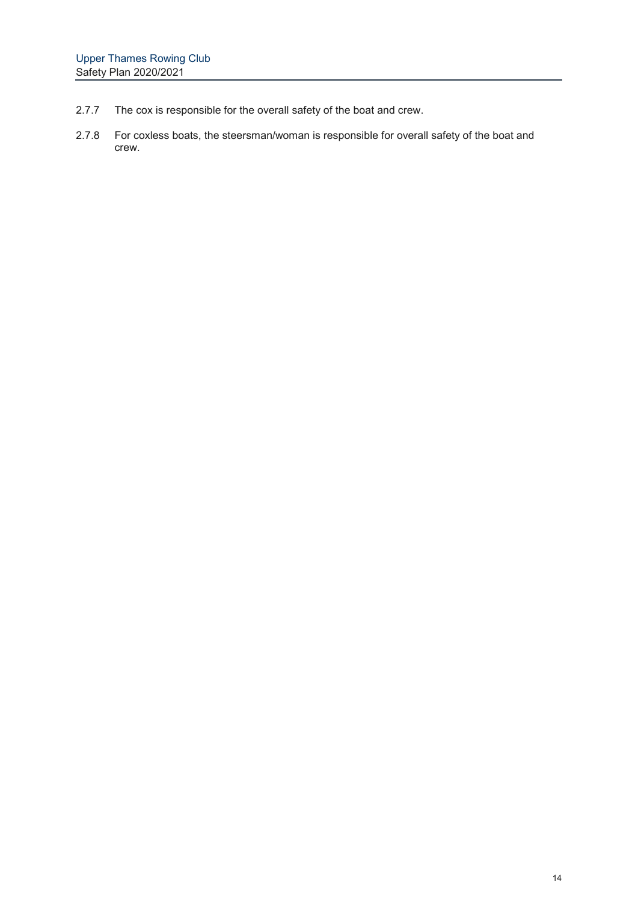2.7.7 The cox is responsible for the overall safety of the boat and crew.

2.7.8 For coxless boats, the steersman/woman is responsible for overall safety of the boat and crew.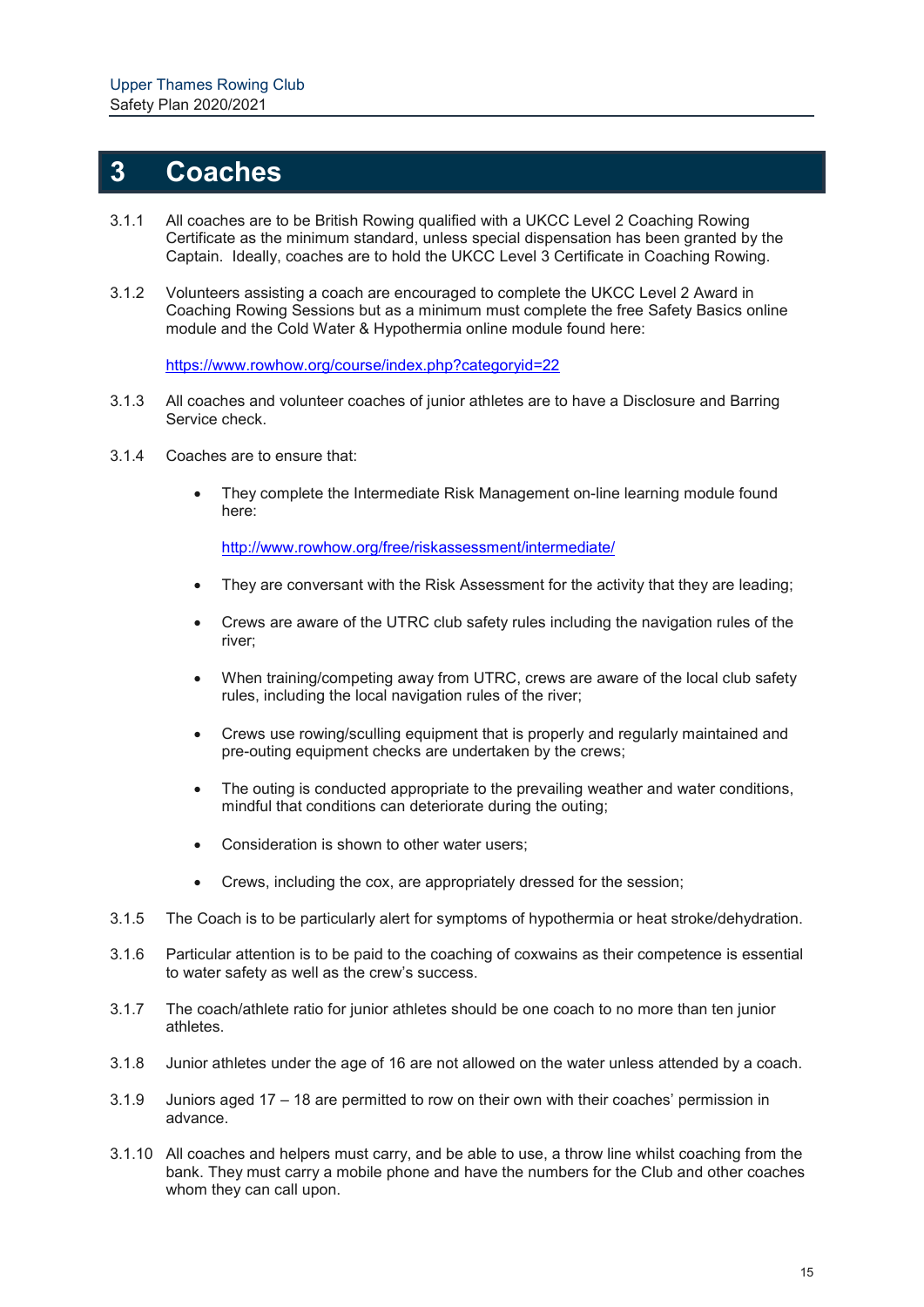# 3 Coaches

3.1.1 All coaches are to be British Rowing qualified with a UKCC Level 2 Coaching Rowing Certificate as the minimum standard, unless special dispensation has been granted by the Captain. Ideally, coaches are to hold the UKCC Level 3 Certificate in Coaching Rowing.

3.1.2 Volunteers assisting a coach are encouraged to complete the UKCC Level 2 Award in Coaching Rowing Sessions but as a minimum must complete the free Safety Basics online module and the Cold Water & Hypothermia online module found here:

https://www.rowhow.org/course/index.php?categoryid=22

3.1.3 All coaches and volunteer coaches of junior athletes are to have a Disclosure and Barring Service check.

3.1.4 Coaches are to ensure that:

- They complete the Intermediate Risk Management on-line learning module found here:

  http://www.rowhow.org/free/riskassessment/intermediate/

- They are conversant with the Risk Assessment for the activity that they are leading;
- Crews are aware of the UTRC club safety rules including the navigation rules of the river;
- When training/competing away from UTRC, crews are aware of the local club safety rules, including the local navigation rules of the river;
- Crews use rowing/sculling equipment that is properly and regularly maintained and pre-outing equipment checks are undertaken by the crews;
- The outing is conducted appropriate to the prevailing weather and water conditions, mindful that conditions can deteriorate during the outing;
- Consideration is shown to other water users;
- Crews, including the cox, are appropriately dressed for the session;

3.1.5 The Coach is to be particularly alert for symptoms of hypothermia or heat stroke/dehydration.

3.1.6 Particular attention is to be paid to the coaching of coxwains as their competence is essential to water safety as well as the crew's success.

3.1.7 The coach/athlete ratio for junior athletes should be one coach to no more than ten junior athletes.

3.1.8 Junior athletes under the age of 16 are not allowed on the water unless attended by a coach.

3.1.9 Juniors aged 17 – 18 are permitted to row on their own with their coaches' permission in advance.

3.1.10 All coaches and helpers must carry, and be able to use, a throw line whilst coaching from the bank. They must carry a mobile phone and have the numbers for the Club and other coaches whom they can call upon.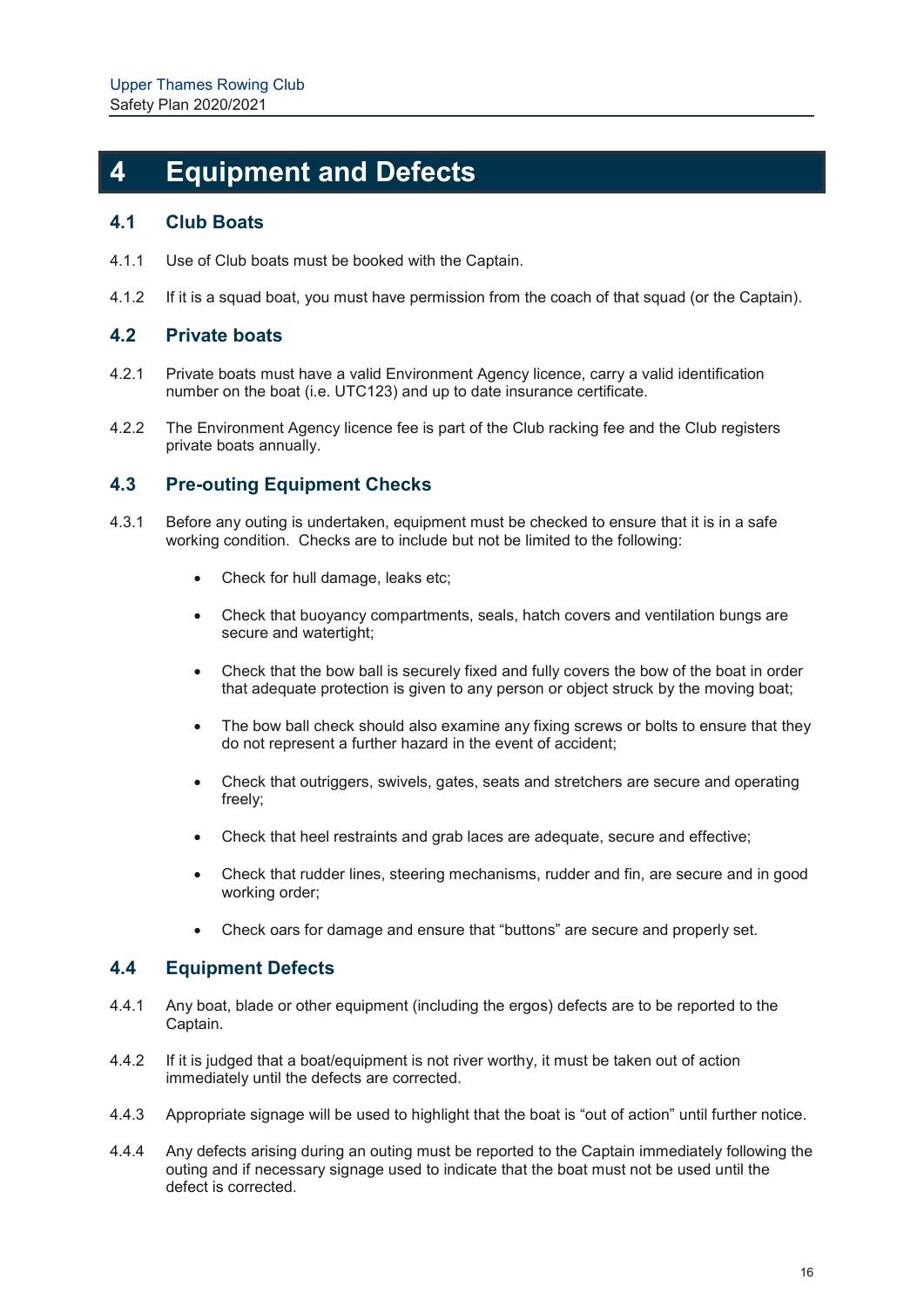# 4 Equipment and Defects

## 4.1 Club Boats

4.1.1 Use of Club boats must be booked with the Captain.

4.1.2 If it is a squad boat, you must have permission from the coach of that squad (or the Captain).

## 4.2 Private boats

4.2.1 Private boats must have a valid Environment Agency licence, carry a valid identification number on the boat (i.e. UTC123) and up to date insurance certificate.

4.2.2 The Environment Agency licence fee is part of the Club racking fee and the Club registers private boats annually.

## 4.3 Pre-outing Equipment Checks

4.3.1 Before any outing is undertaken, equipment must be checked to ensure that it is in a safe working condition. Checks are to include but not be limited to the following:

- Check for hull damage, leaks etc;
- Check that buoyancy compartments, seals, hatch covers and ventilation bungs are secure and watertight;
- Check that the bow ball is securely fixed and fully covers the bow of the boat in order that adequate protection is given to any person or object struck by the moving boat;
- The bow ball check should also examine any fixing screws or bolts to ensure that they do not represent a further hazard in the event of accident;
- Check that outriggers, swivels, gates, seats and stretchers are secure and operating freely;
- Check that heel restraints and grab laces are adequate, secure and effective;
- Check that rudder lines, steering mechanisms, rudder and fin, are secure and in good working order;
- Check oars for damage and ensure that "buttons" are secure and properly set.

## 4.4 Equipment Defects

4.4.1 Any boat, blade or other equipment (including the ergos) defects are to be reported to the Captain.

4.4.2 If it is judged that a boat/equipment is not river worthy, it must be taken out of action immediately until the defects are corrected.

4.4.3 Appropriate signage will be used to highlight that the boat is "out of action" until further notice.

4.4.4 Any defects arising during an outing must be reported to the Captain immediately following the outing and if necessary signage used to indicate that the boat must not be used until the defect is corrected.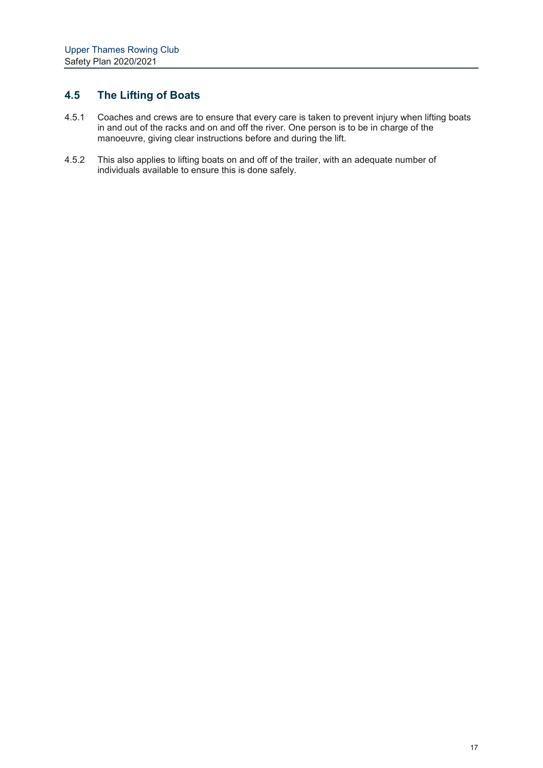## 4.5 The Lifting of Boats

4.5.1 Coaches and crews are to ensure that every care is taken to prevent injury when lifting boats in and out of the racks and on and off the river. One person is to be in charge of the manoeuvre, giving clear instructions before and during the lift.

4.5.2 This also applies to lifting boats on and off of the trailer, with an adequate number of individuals available to ensure this is done safely.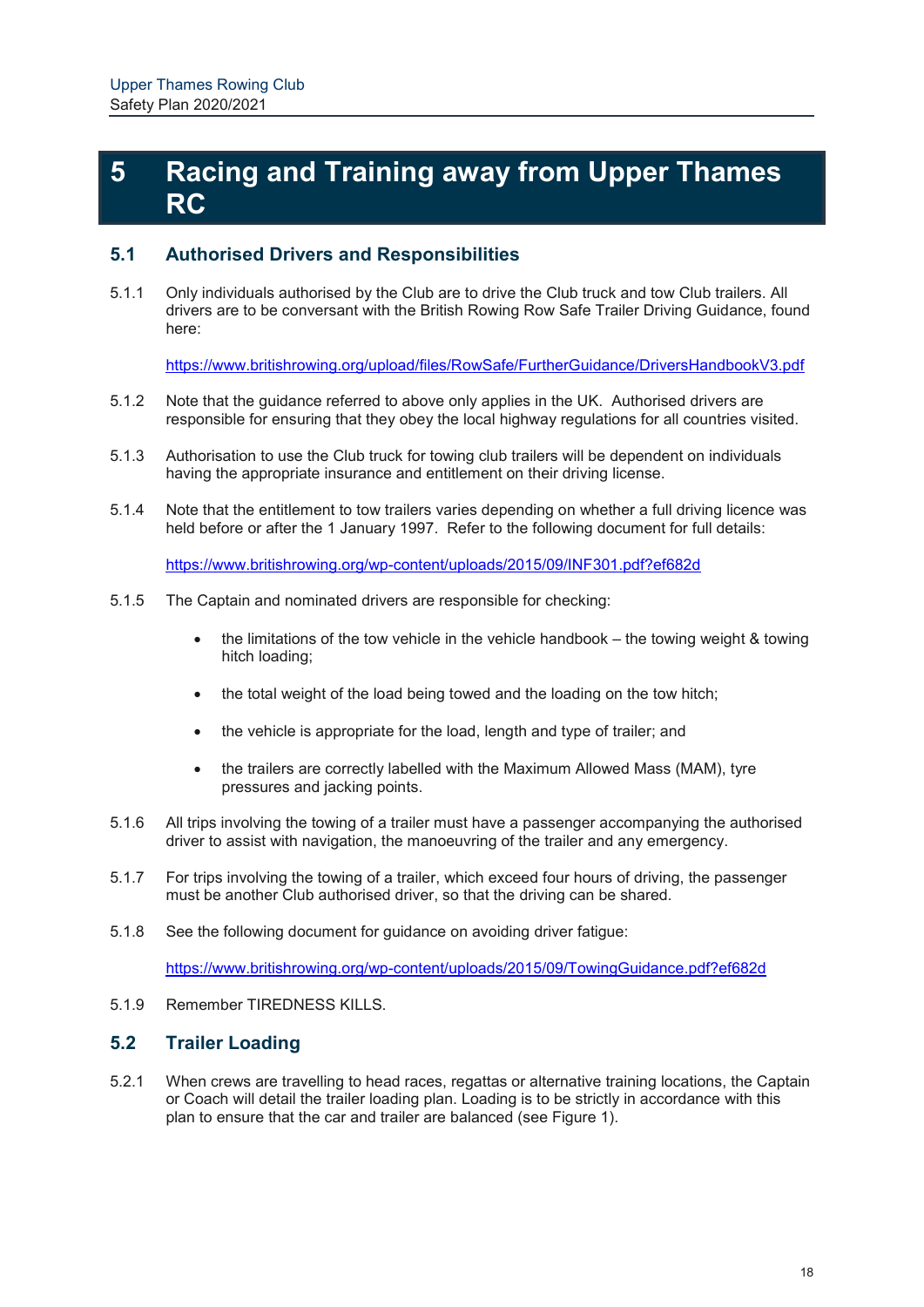# 5 Racing and Training away from Upper Thames RC

## 5.1 Authorised Drivers and Responsibilities

5.1.1 Only individuals authorised by the Club are to drive the Club truck and tow Club trailers. All drivers are to be conversant with the British Rowing Row Safe Trailer Driving Guidance, found here:

https://www.britishrowing.org/upload/files/RowSafe/FurtherGuidance/DriversHandbookV3.pdf

5.1.2 Note that the guidance referred to above only applies in the UK. Authorised drivers are responsible for ensuring that they obey the local highway regulations for all countries visited.

5.1.3 Authorisation to use the Club truck for towing club trailers will be dependent on individuals having the appropriate insurance and entitlement on their driving license.

5.1.4 Note that the entitlement to tow trailers varies depending on whether a full driving licence was held before or after the 1 January 1997. Refer to the following document for full details:

https://www.britishrowing.org/wp-content/uploads/2015/09/INF301.pdf?ef682d

5.1.5 The Captain and nominated drivers are responsible for checking:

- the limitations of the tow vehicle in the vehicle handbook – the towing weight & towing hitch loading;
- the total weight of the load being towed and the loading on the tow hitch;
- the vehicle is appropriate for the load, length and type of trailer; and
- the trailers are correctly labelled with the Maximum Allowed Mass (MAM), tyre pressures and jacking points.

5.1.6 All trips involving the towing of a trailer must have a passenger accompanying the authorised driver to assist with navigation, the manoeuvring of the trailer and any emergency.

5.1.7 For trips involving the towing of a trailer, which exceed four hours of driving, the passenger must be another Club authorised driver, so that the driving can be shared.

5.1.8 See the following document for guidance on avoiding driver fatigue:

https://www.britishrowing.org/wp-content/uploads/2015/09/TowingGuidance.pdf?ef682d

5.1.9 Remember TIREDNESS KILLS.

## 5.2 Trailer Loading

5.2.1 When crews are travelling to head races, regattas or alternative training locations, the Captain or Coach will detail the trailer loading plan. Loading is to be strictly in accordance with this plan to ensure that the car and trailer are balanced (see Figure 1).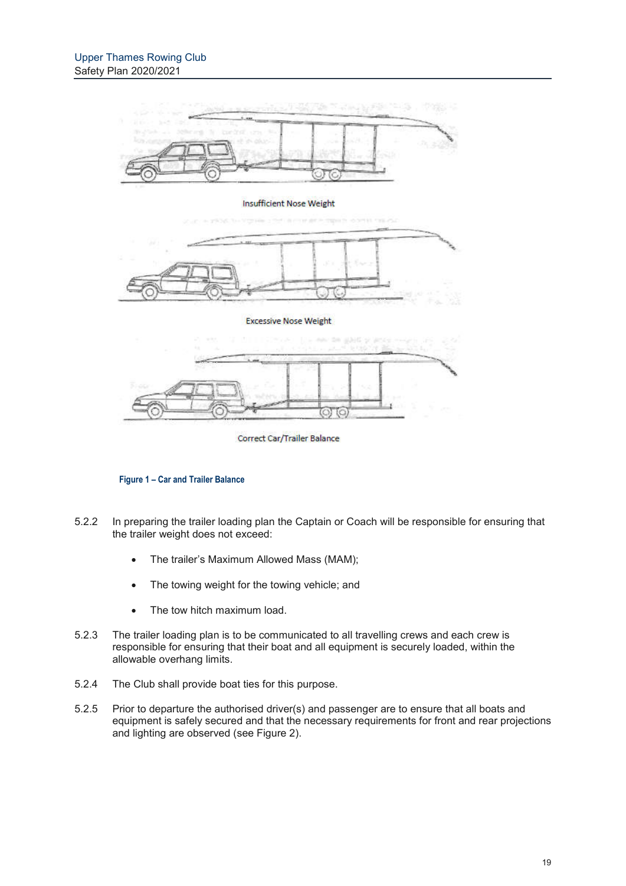Insufficient Nose Weight

Excessive Nose Weight

Correct Car/Trailer Balance

**Figure 1 – Car and Trailer Balance**

5.2.2 In preparing the trailer loading plan the Captain or Coach will be responsible for ensuring that the trailer weight does not exceed:

- The trailer's Maximum Allowed Mass (MAM);
- The towing weight for the towing vehicle; and
- The tow hitch maximum load.

5.2.3 The trailer loading plan is to be communicated to all travelling crews and each crew is responsible for ensuring that their boat and all equipment is securely loaded, within the allowable overhang limits.

5.2.4 The Club shall provide boat ties for this purpose.

5.2.5 Prior to departure the authorised driver(s) and passenger are to ensure that all boats and equipment is safely secured and that the necessary requirements for front and rear projections and lighting are observed (see Figure 2).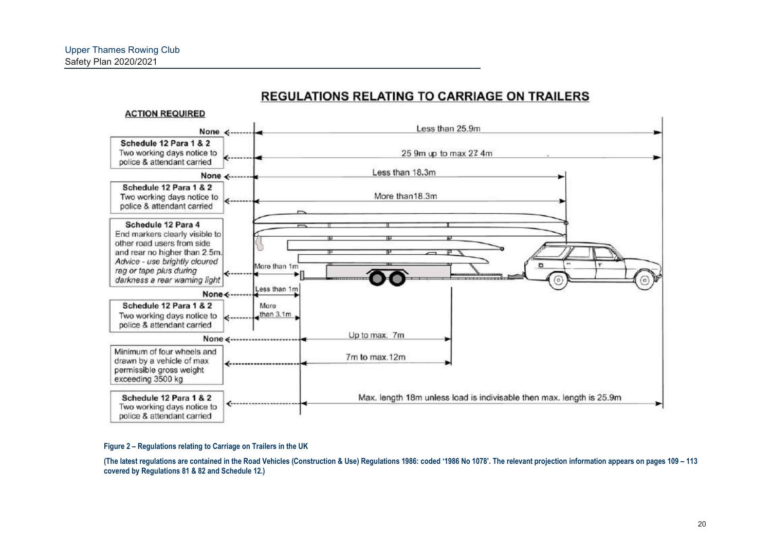## REGULATIONS RELATING TO CARRIAGE ON TRAILERS

**ACTION REQUIRED**

| Action required | Dimension |
|---|---|
| None | Less than 25.9m |
| **Schedule 12 Para 1 & 2** Two working days notice to police & attendant carried | 25.9m up to max 27.4m |
| None | Less than 18.3m |
| **Schedule 12 Para 1 & 2** Two working days notice to police & attendant carried | More than18.3m |
| **Schedule 12 Para 4** End markers clearly visible to other road users from side and rear no higher than 2.5m. *Advice - use brightly cloured rag or tape plus during darkness a rear warning light* | More than 1m |
| None | Less than 1m |
| **Schedule 12 Para 1 & 2** Two working days notice to police & attendant carried | More than 3.1m |
| None | Up to max. 7m |
| Minimum of four wheels and drawn by a vehicle of max permissible gross weight exceeding 3500 kg | 7m to max.12m |
| **Schedule 12 Para 1 & 2** Two working days notice to police & attendant carried | Max. length 18m unless load is indivisable then max. length is 25.9m |

**Figure 2 – Regulations relating to Carriage on Trailers in the UK**

**(The latest regulations are contained in the Road Vehicles (Construction & Use) Regulations 1986: coded '1986 No 1078'. The relevant projection information appears on pages 109 – 113 covered by Regulations 81 & 82 and Schedule 12.)**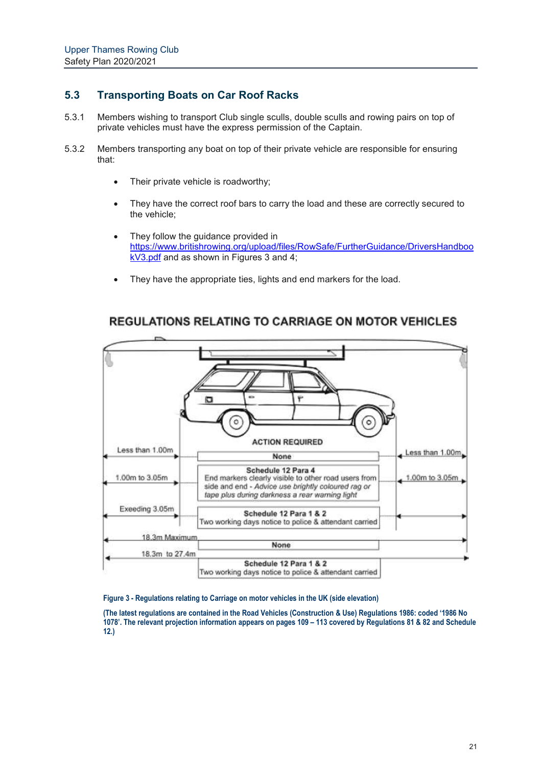## 5.3 Transporting Boats on Car Roof Racks

5.3.1 Members wishing to transport Club single sculls, double sculls and rowing pairs on top of private vehicles must have the express permission of the Captain.

5.3.2 Members transporting any boat on top of their private vehicle are responsible for ensuring that:

- Their private vehicle is roadworthy;
- They have the correct roof bars to carry the load and these are correctly secured to the vehicle;
- They follow the guidance provided in https://www.britishrowing.org/upload/files/RowSafe/FurtherGuidance/DriversHandbookV3.pdf and as shown in Figures 3 and 4;
- They have the appropriate ties, lights and end markers for the load.

**REGULATIONS RELATING TO CARRIAGE ON MOTOR VEHICLES**

| Projection (front) | ACTION REQUIRED | Projection (rear) |
|---|---|---|
| Less than 1.00m | None | Less than 1.00m |
| 1.00m to 3.05m | **Schedule 12 Para 4** End markers clearly visible to other road users from side and end - *Advice use brightly coloured rag or tape plus during darkness a rear warning light* | 1.00m to 3.05m |
| Exeeding 3.05m | **Schedule 12 Para 1 & 2** Two working days notice to police & attendant carried | |
| 18.3m Maximum | None | |
| 18.3m to 27.4m | **Schedule 12 Para 1 & 2** Two working days notice to police & attendant carried | |

**Figure 3 - Regulations relating to Carriage on motor vehicles in the UK (side elevation)**

**(The latest regulations are contained in the Road Vehicles (Construction & Use) Regulations 1986: coded '1986 No 1078'. The relevant projection information appears on pages 109 – 113 covered by Regulations 81 & 82 and Schedule 12.)**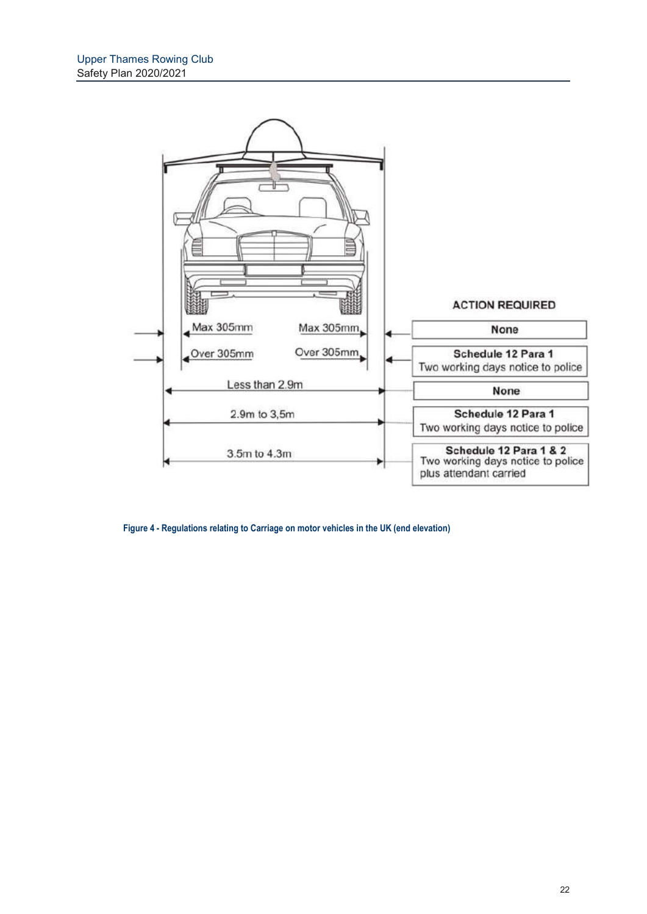| | ACTION REQUIRED |
|---|---|
| Max 305mm / Max 305mm | None |
| Over 305mm / Over 305mm | Schedule 12 Para 1 Two working days notice to police |
| Less than 2.9m | None |
| 2.9m to 3,5m | Schedule 12 Para 1 Two working days notice to police |
| 3.5m to 4.3m | Schedule 12 Para 1 & 2 Two working days notice to police plus attendant carried |

**Figure 4 - Regulations relating to Carriage on motor vehicles in the UK (end elevation)**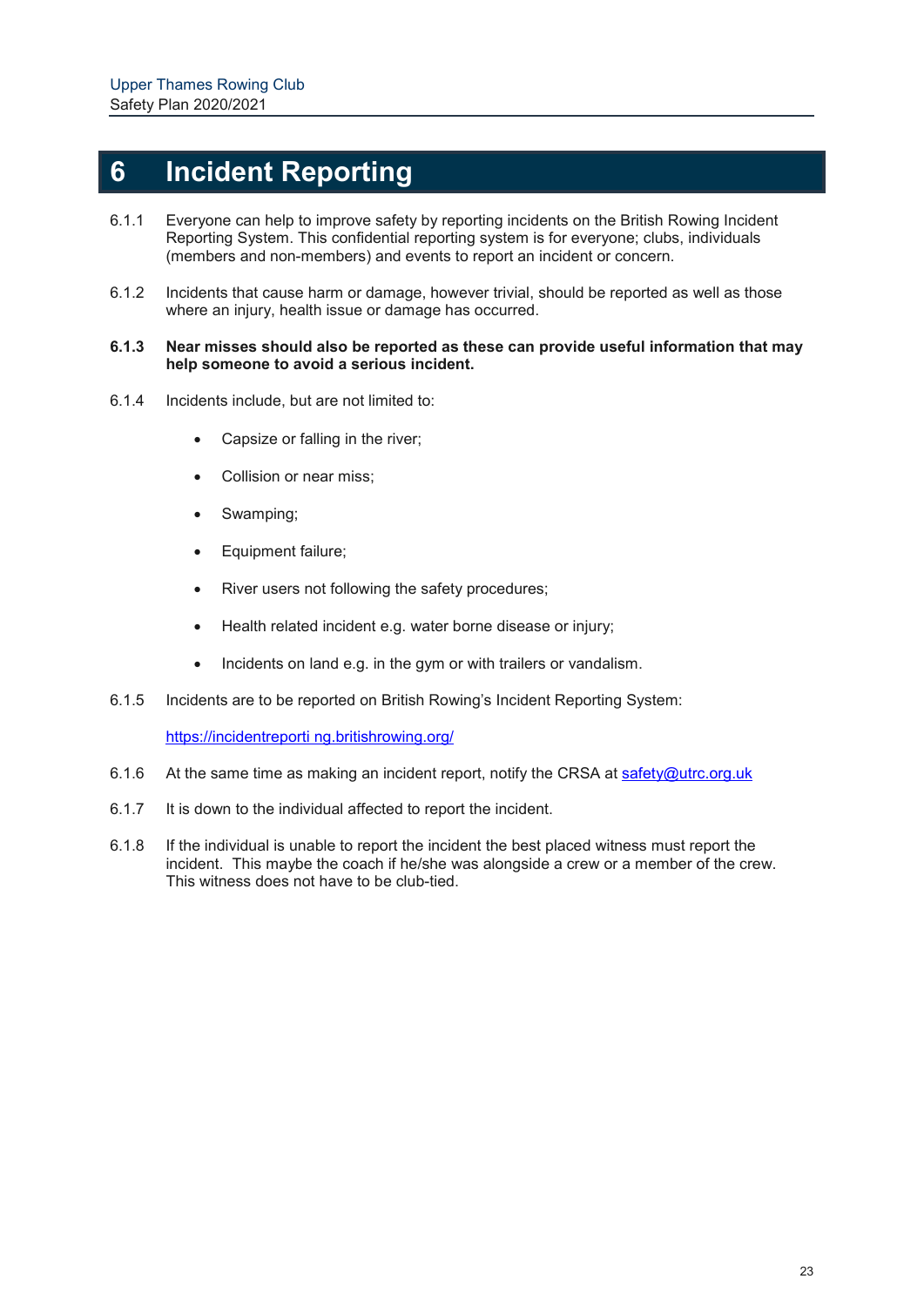# 6 Incident Reporting

6.1.1 Everyone can help to improve safety by reporting incidents on the British Rowing Incident Reporting System. This confidential reporting system is for everyone; clubs, individuals (members and non-members) and events to report an incident or concern.

6.1.2 Incidents that cause harm or damage, however trivial, should be reported as well as those where an injury, health issue or damage has occurred.

**6.1.3 Near misses should also be reported as these can provide useful information that may help someone to avoid a serious incident.**

6.1.4 Incidents include, but are not limited to:

- Capsize or falling in the river;
- Collision or near miss;
- Swamping;
- Equipment failure;
- River users not following the safety procedures;
- Health related incident e.g. water borne disease or injury;
- Incidents on land e.g. in the gym or with trailers or vandalism.

6.1.5 Incidents are to be reported on British Rowing's Incident Reporting System:

https://incidentreporti ng.britishrowing.org/

6.1.6 At the same time as making an incident report, notify the CRSA at safety@utrc.org.uk

6.1.7 It is down to the individual affected to report the incident.

6.1.8 If the individual is unable to report the incident the best placed witness must report the incident. This maybe the coach if he/she was alongside a crew or a member of the crew. This witness does not have to be club-tied.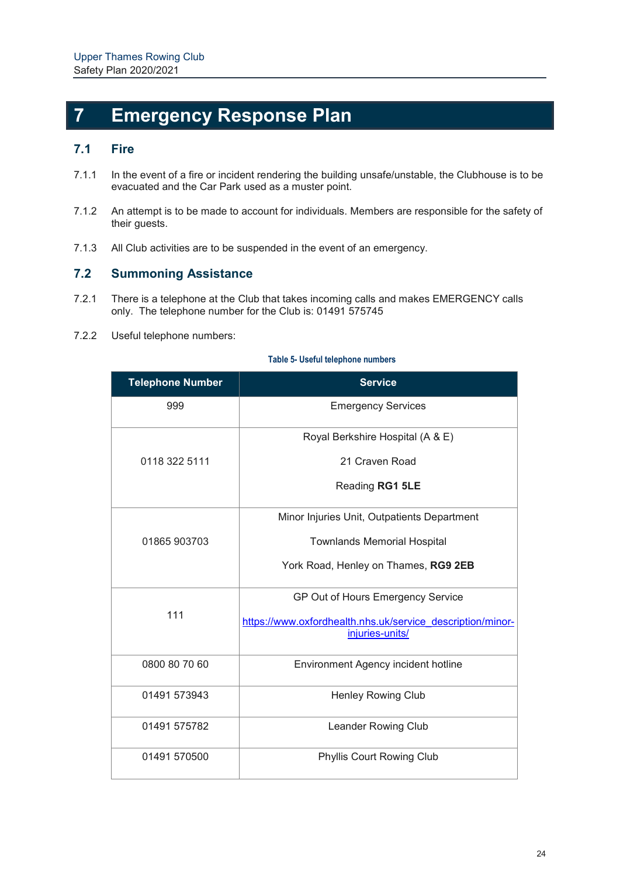# 7 Emergency Response Plan

## 7.1 Fire

7.1.1 In the event of a fire or incident rendering the building unsafe/unstable, the Clubhouse is to be evacuated and the Car Park used as a muster point.

7.1.2 An attempt is to be made to account for individuals. Members are responsible for the safety of their guests.

7.1.3 All Club activities are to be suspended in the event of an emergency.

## 7.2 Summoning Assistance

7.2.1 There is a telephone at the Club that takes incoming calls and makes EMERGENCY calls only. The telephone number for the Club is: 01491 575745

7.2.2 Useful telephone numbers:

**Table 5- Useful telephone numbers**

| Telephone Number | Service |
|---|---|
| 999 | Emergency Services |
| 0118 322 5111 | Royal Berkshire Hospital (A & E)<br>21 Craven Road<br>Reading **RG1 5LE** |
| 01865 903703 | Minor Injuries Unit, Outpatients Department<br>Townlands Memorial Hospital<br>York Road, Henley on Thames, **RG9 2EB** |
| 111 | GP Out of Hours Emergency Service<br>https://www.oxfordhealth.nhs.uk/service_description/minor-injuries-units/ |
| 0800 80 70 60 | Environment Agency incident hotline |
| 01491 573943 | Henley Rowing Club |
| 01491 575782 | Leander Rowing Club |
| 01491 570500 | Phyllis Court Rowing Club |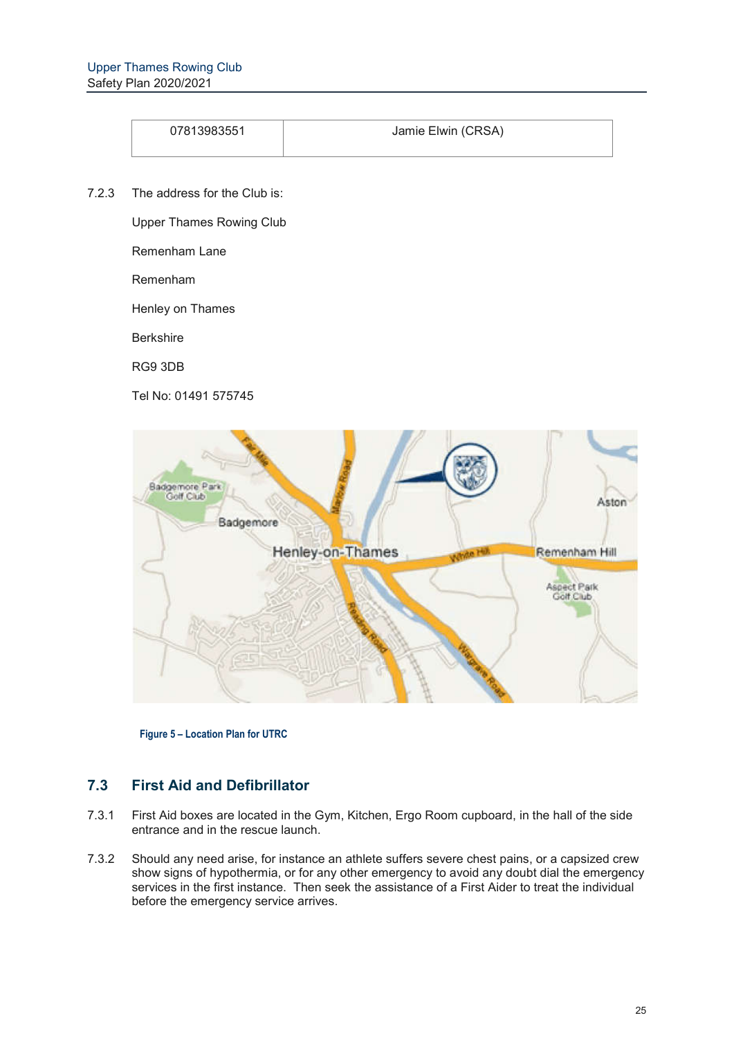| 07813983551 | Jamie Elwin (CRSA) |
| --- | --- |

7.2.3 The address for the Club is:

Upper Thames Rowing Club

Remenham Lane

Remenham

Henley on Thames

Berkshire

RG9 3DB

Tel No: 01491 575745

**Figure 5 – Location Plan for UTRC**

## 7.3 First Aid and Defibrillator

7.3.1 First Aid boxes are located in the Gym, Kitchen, Ergo Room cupboard, in the hall of the side entrance and in the rescue launch.

7.3.2 Should any need arise, for instance an athlete suffers severe chest pains, or a capsized crew show signs of hypothermia, or for any other emergency to avoid any doubt dial the emergency services in the first instance. Then seek the assistance of a First Aider to treat the individual before the emergency service arrives.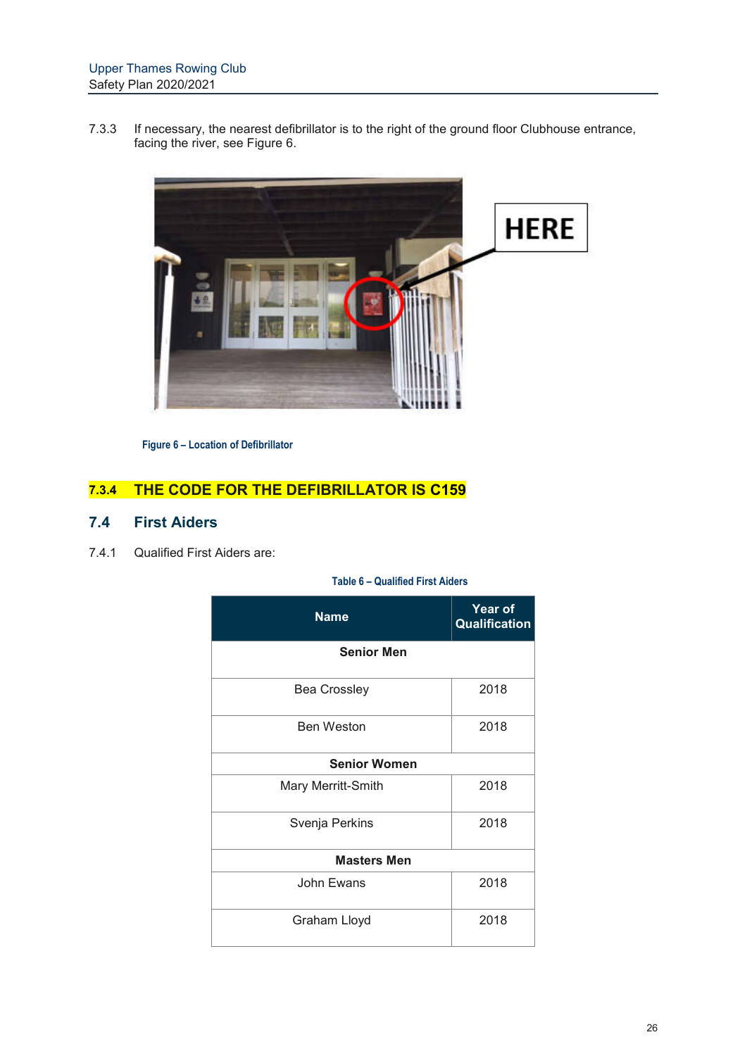7.3.3 If necessary, the nearest defibrillator is to the right of the ground floor Clubhouse entrance, facing the river, see Figure 6.

Figure 6 – Location of Defibrillator

### 7.3.4 THE CODE FOR THE DEFIBRILLATOR IS C159

## 7.4 First Aiders

7.4.1 Qualified First Aiders are:

Table 6 – Qualified First Aiders

| Name | Year of Qualification |
|---|---|
| **Senior Men** | |
| Bea Crossley | 2018 |
| Ben Weston | 2018 |
| **Senior Women** | |
| Mary Merritt-Smith | 2018 |
| Svenja Perkins | 2018 |
| **Masters Men** | |
| John Ewans | 2018 |
| Graham Lloyd | 2018 |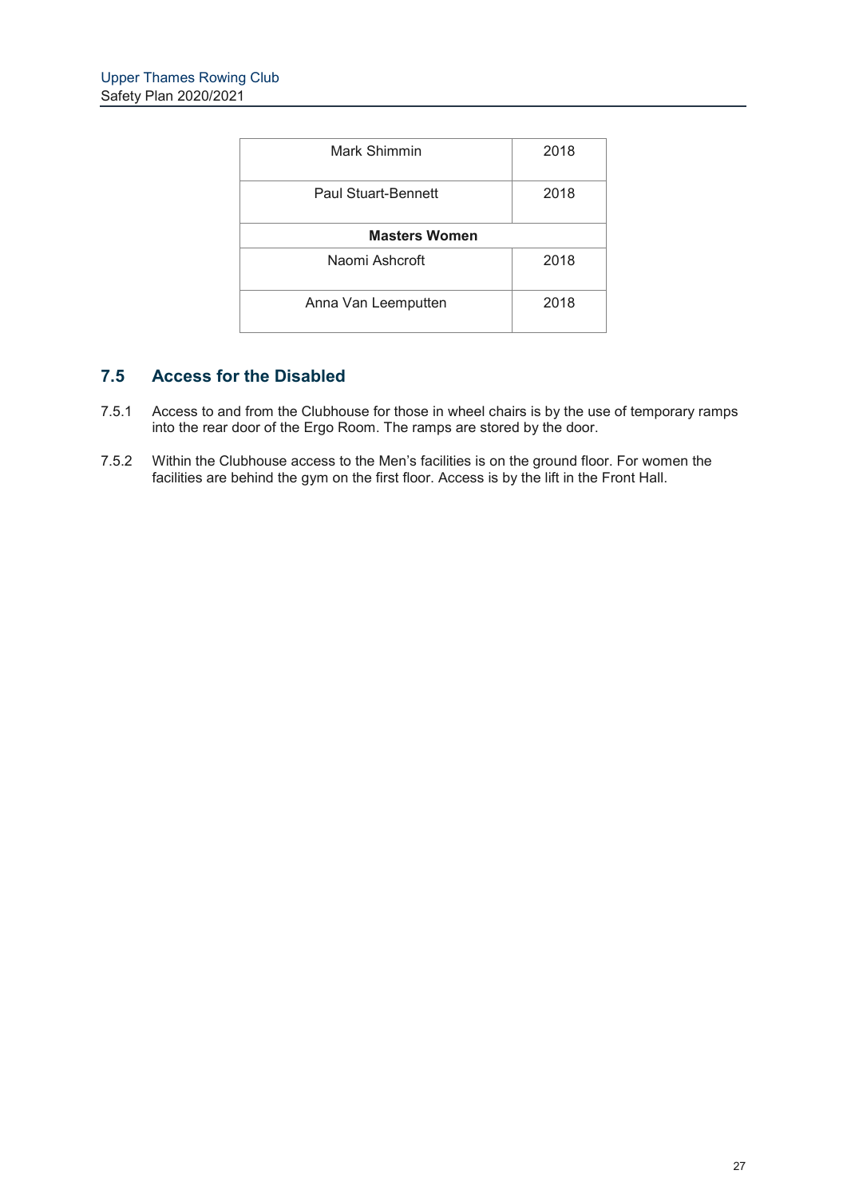| | |
|---|---|
| Mark Shimmin | 2018 |
| Paul Stuart-Bennett | 2018 |
| **Masters Women** | |
| Naomi Ashcroft | 2018 |
| Anna Van Leemputten | 2018 |

## 7.5 Access for the Disabled

7.5.1 Access to and from the Clubhouse for those in wheel chairs is by the use of temporary ramps into the rear door of the Ergo Room. The ramps are stored by the door.

7.5.2 Within the Clubhouse access to the Men's facilities is on the ground floor. For women the facilities are behind the gym on the first floor. Access is by the lift in the Front Hall.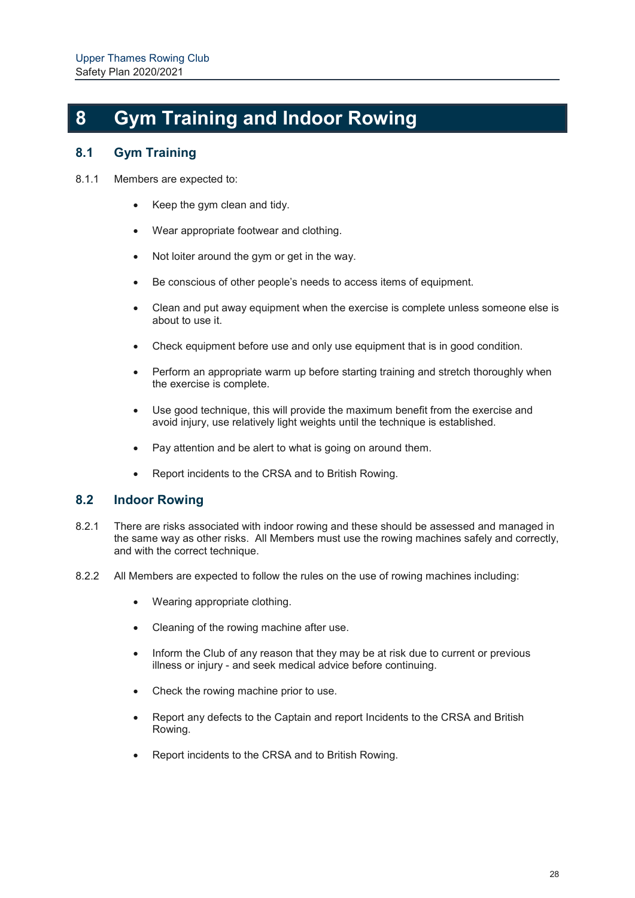# 8 Gym Training and Indoor Rowing

## 8.1 Gym Training

8.1.1 Members are expected to:

- Keep the gym clean and tidy.
- Wear appropriate footwear and clothing.
- Not loiter around the gym or get in the way.
- Be conscious of other people's needs to access items of equipment.
- Clean and put away equipment when the exercise is complete unless someone else is about to use it.
- Check equipment before use and only use equipment that is in good condition.
- Perform an appropriate warm up before starting training and stretch thoroughly when the exercise is complete.
- Use good technique, this will provide the maximum benefit from the exercise and avoid injury, use relatively light weights until the technique is established.
- Pay attention and be alert to what is going on around them.
- Report incidents to the CRSA and to British Rowing.

## 8.2 Indoor Rowing

8.2.1 There are risks associated with indoor rowing and these should be assessed and managed in the same way as other risks. All Members must use the rowing machines safely and correctly, and with the correct technique.

8.2.2 All Members are expected to follow the rules on the use of rowing machines including:

- Wearing appropriate clothing.
- Cleaning of the rowing machine after use.
- Inform the Club of any reason that they may be at risk due to current or previous illness or injury - and seek medical advice before continuing.
- Check the rowing machine prior to use.
- Report any defects to the Captain and report Incidents to the CRSA and British Rowing.
- Report incidents to the CRSA and to British Rowing.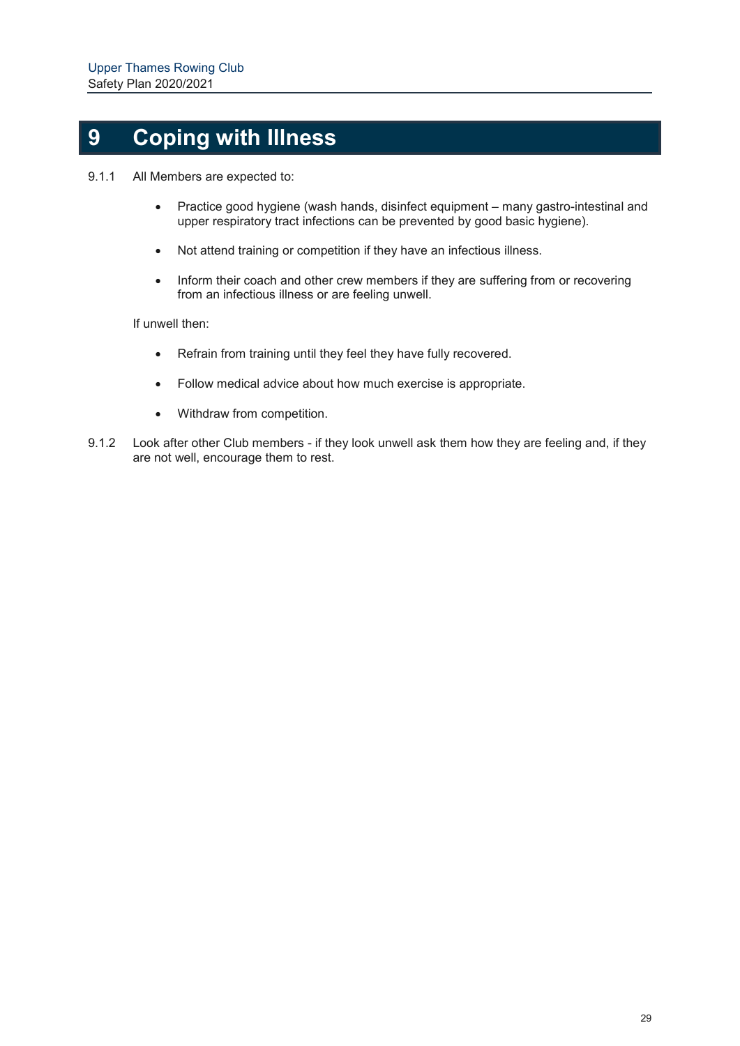# 9 Coping with Illness

9.1.1 All Members are expected to:

- Practice good hygiene (wash hands, disinfect equipment – many gastro-intestinal and upper respiratory tract infections can be prevented by good basic hygiene).
- Not attend training or competition if they have an infectious illness.
- Inform their coach and other crew members if they are suffering from or recovering from an infectious illness or are feeling unwell.

If unwell then:

- Refrain from training until they feel they have fully recovered.
- Follow medical advice about how much exercise is appropriate.
- Withdraw from competition.

9.1.2 Look after other Club members - if they look unwell ask them how they are feeling and, if they are not well, encourage them to rest.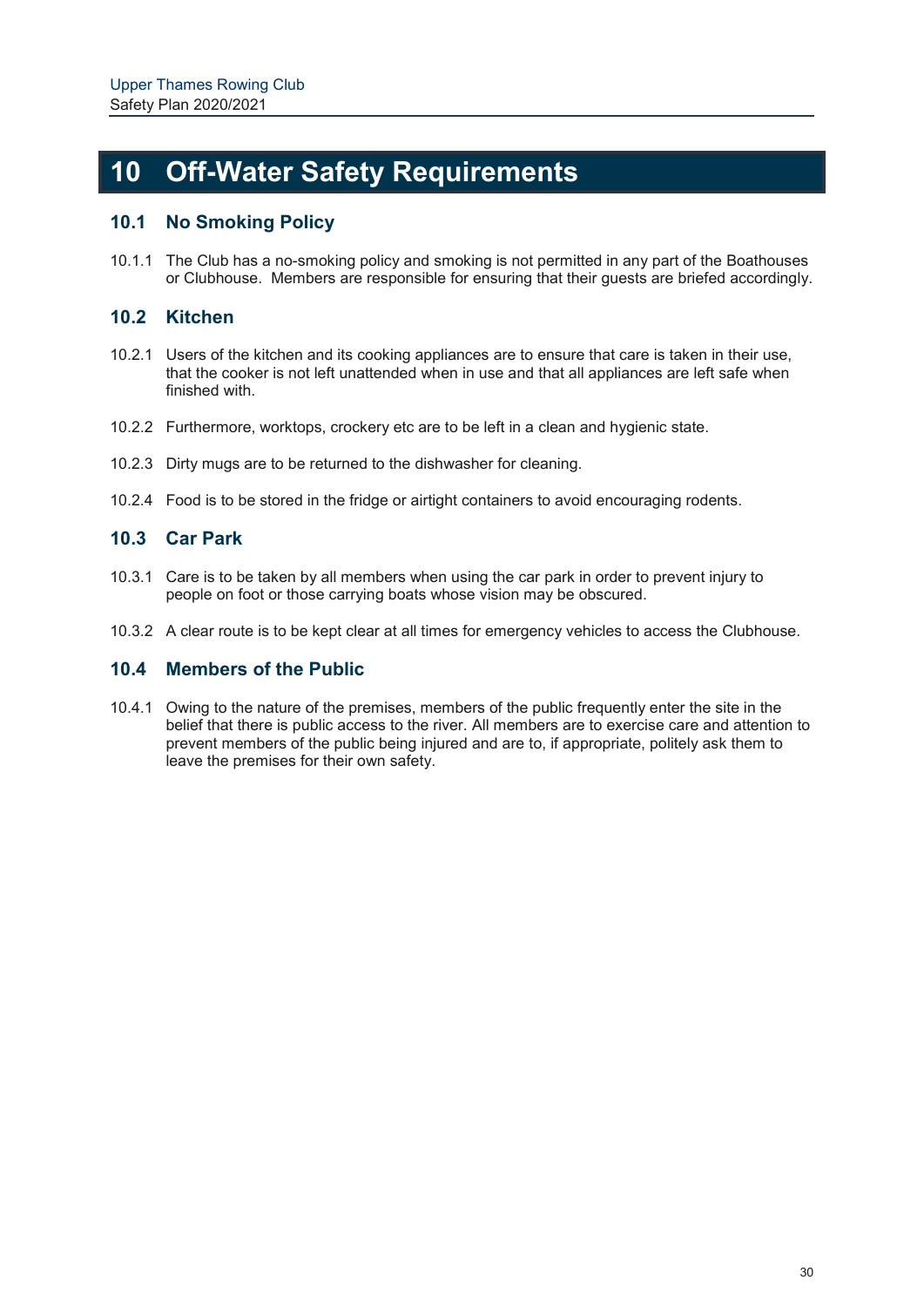# 10 Off-Water Safety Requirements

## 10.1 No Smoking Policy

10.1.1 The Club has a no-smoking policy and smoking is not permitted in any part of the Boathouses or Clubhouse. Members are responsible for ensuring that their guests are briefed accordingly.

## 10.2 Kitchen

10.2.1 Users of the kitchen and its cooking appliances are to ensure that care is taken in their use, that the cooker is not left unattended when in use and that all appliances are left safe when finished with.

10.2.2 Furthermore, worktops, crockery etc are to be left in a clean and hygienic state.

10.2.3 Dirty mugs are to be returned to the dishwasher for cleaning.

10.2.4 Food is to be stored in the fridge or airtight containers to avoid encouraging rodents.

## 10.3 Car Park

10.3.1 Care is to be taken by all members when using the car park in order to prevent injury to people on foot or those carrying boats whose vision may be obscured.

10.3.2 A clear route is to be kept clear at all times for emergency vehicles to access the Clubhouse.

## 10.4 Members of the Public

10.4.1 Owing to the nature of the premises, members of the public frequently enter the site in the belief that there is public access to the river. All members are to exercise care and attention to prevent members of the public being injured and are to, if appropriate, politely ask them to leave the premises for their own safety.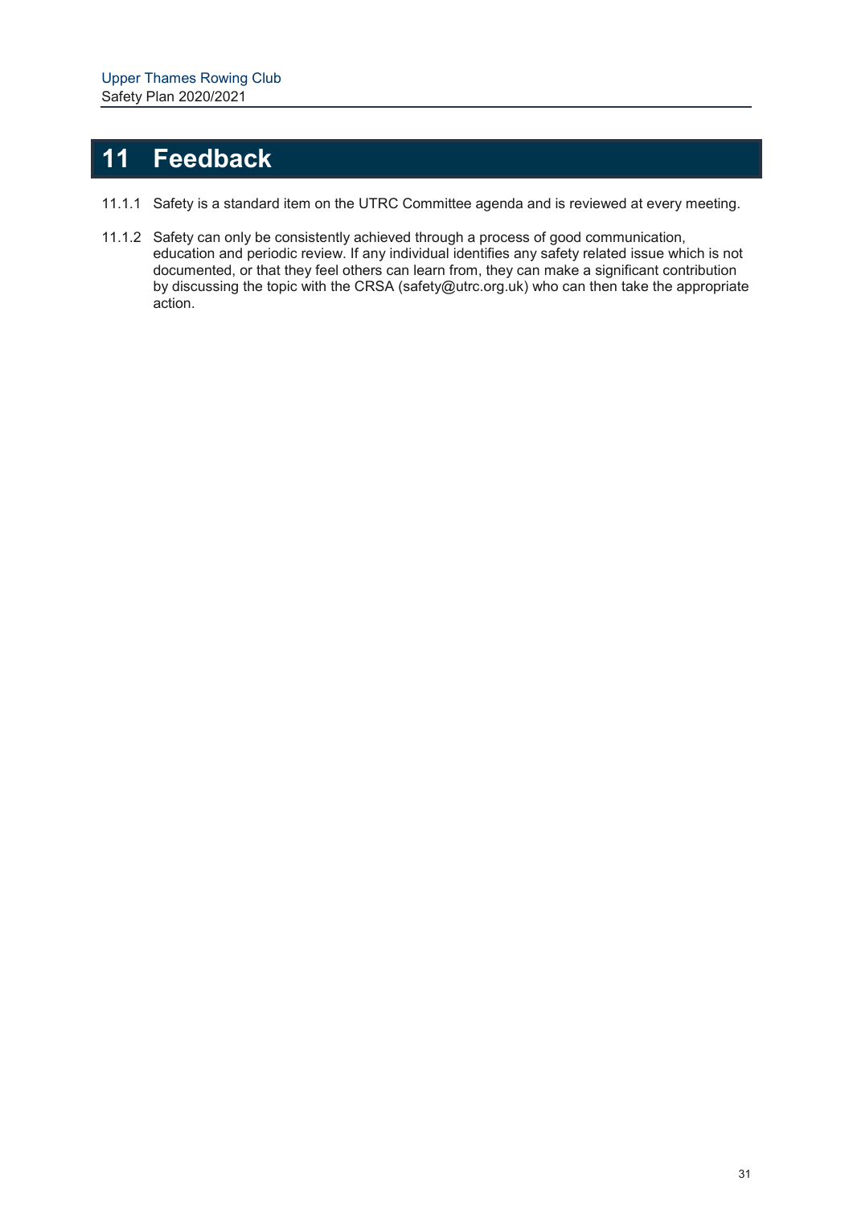# 11 Feedback

11.1.1 Safety is a standard item on the UTRC Committee agenda and is reviewed at every meeting.

11.1.2 Safety can only be consistently achieved through a process of good communication, education and periodic review. If any individual identifies any safety related issue which is not documented, or that they feel others can learn from, they can make a significant contribution by discussing the topic with the CRSA (safety@utrc.org.uk) who can then take the appropriate action.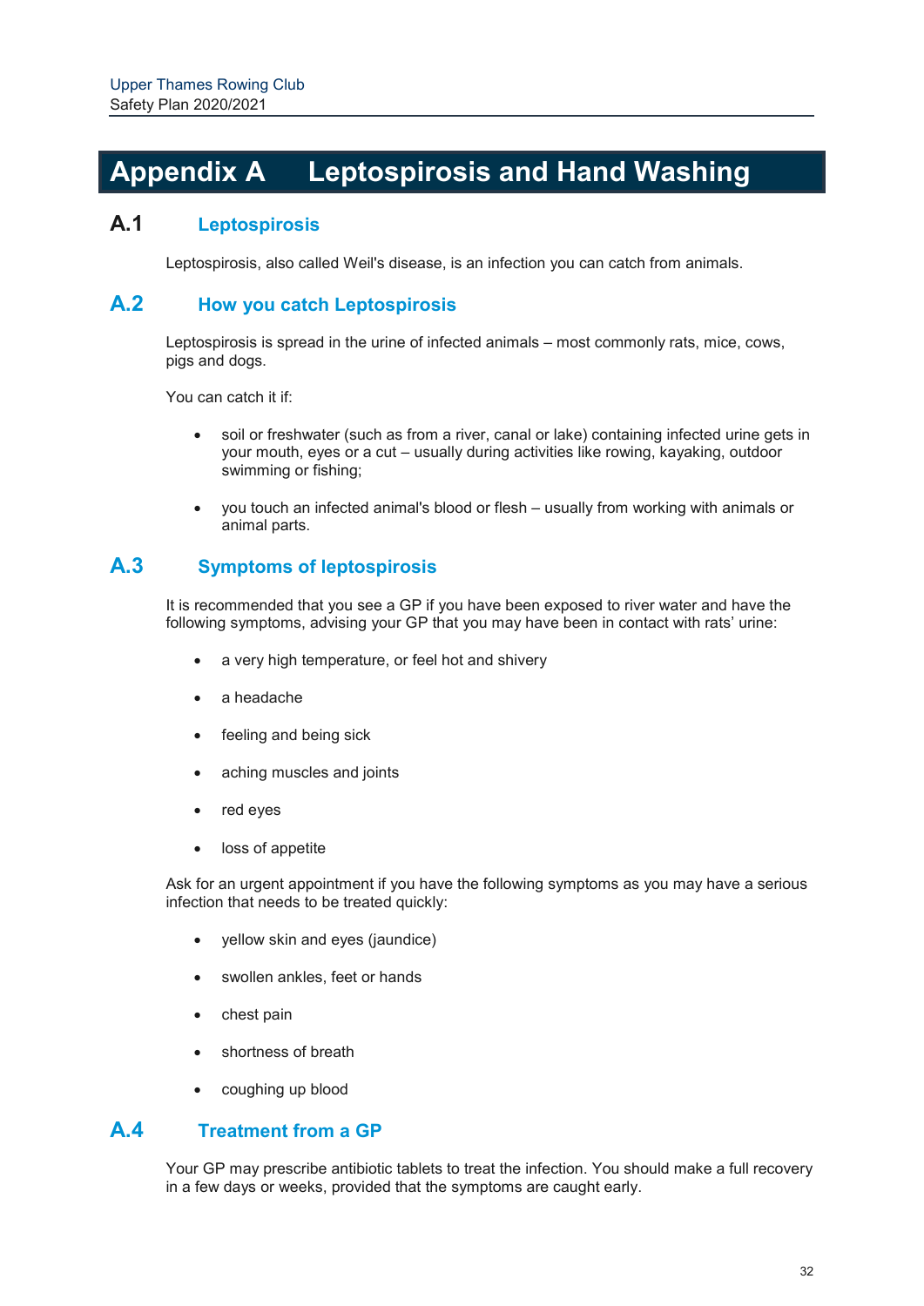# Appendix A Leptospirosis and Hand Washing

## A.1 Leptospirosis

Leptospirosis, also called Weil's disease, is an infection you can catch from animals.

## A.2 How you catch Leptospirosis

Leptospirosis is spread in the urine of infected animals – most commonly rats, mice, cows, pigs and dogs.

You can catch it if:

- soil or freshwater (such as from a river, canal or lake) containing infected urine gets in your mouth, eyes or a cut – usually during activities like rowing, kayaking, outdoor swimming or fishing;
- you touch an infected animal's blood or flesh – usually from working with animals or animal parts.

## A.3 Symptoms of leptospirosis

It is recommended that you see a GP if you have been exposed to river water and have the following symptoms, advising your GP that you may have been in contact with rats' urine:

- a very high temperature, or feel hot and shivery
- a headache
- feeling and being sick
- aching muscles and joints
- red eyes
- loss of appetite

Ask for an urgent appointment if you have the following symptoms as you may have a serious infection that needs to be treated quickly:

- yellow skin and eyes (jaundice)
- swollen ankles, feet or hands
- chest pain
- shortness of breath
- coughing up blood

## A.4 Treatment from a GP

Your GP may prescribe antibiotic tablets to treat the infection. You should make a full recovery in a few days or weeks, provided that the symptoms are caught early.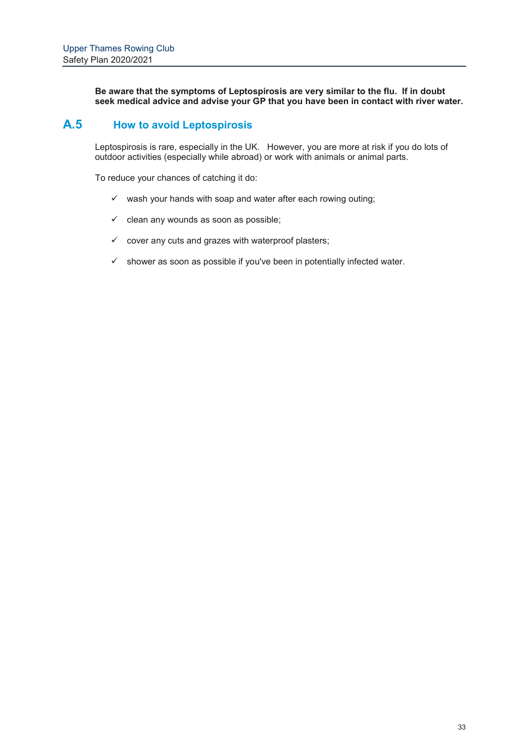**Be aware that the symptoms of Leptospirosis are very similar to the flu. If in doubt seek medical advice and advise your GP that you have been in contact with river water.**

## A.5 How to avoid Leptospirosis

Leptospirosis is rare, especially in the UK. However, you are more at risk if you do lots of outdoor activities (especially while abroad) or work with animals or animal parts.

To reduce your chances of catching it do:

- ✓ wash your hands with soap and water after each rowing outing;
- ✓ clean any wounds as soon as possible;
- ✓ cover any cuts and grazes with waterproof plasters;
- ✓ shower as soon as possible if you've been in potentially infected water.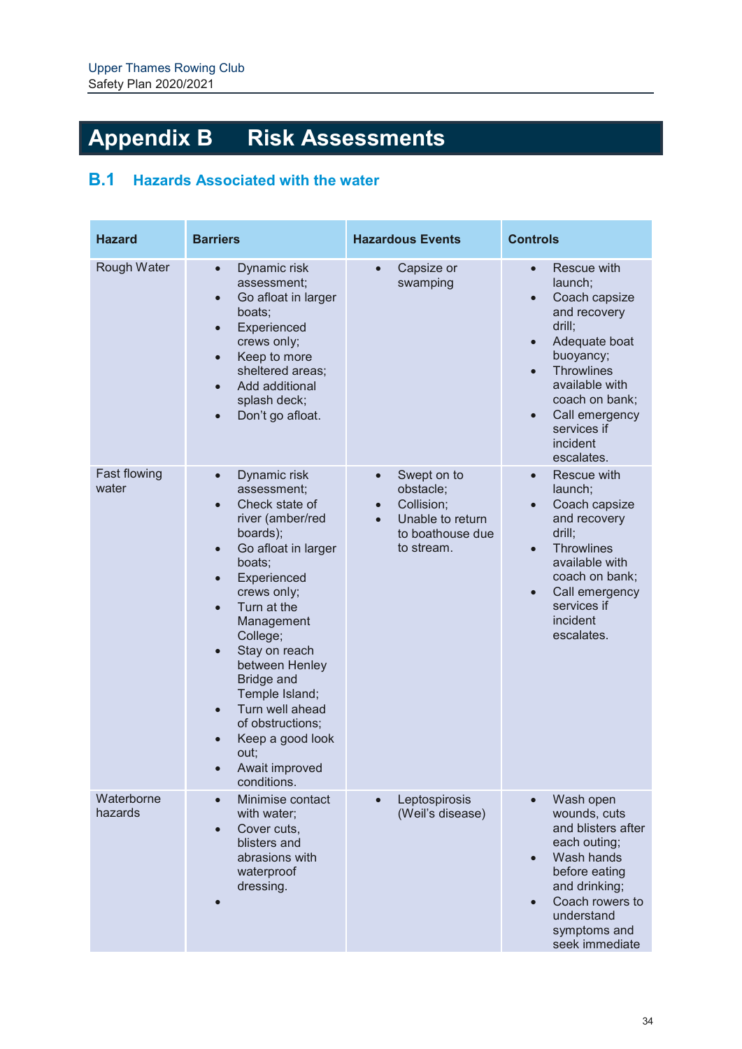# Appendix B Risk Assessments

## B.1 Hazards Associated with the water

| Hazard | Barriers | Hazardous Events | Controls |
|---|---|---|---|
| Rough Water | • Dynamic risk assessment;<br>• Go afloat in larger boats;<br>• Experienced crews only;<br>• Keep to more sheltered areas;<br>• Add additional splash deck;<br>• Don't go afloat. | • Capsize or swamping | • Rescue with launch;<br>• Coach capsize and recovery drill;<br>• Adequate boat buoyancy;<br>• Throwlines available with coach on bank;<br>• Call emergency services if incident escalates. |
| Fast flowing water | • Dynamic risk assessment;<br>• Check state of river (amber/red boards);<br>• Go afloat in larger boats;<br>• Experienced crews only;<br>• Turn at the Management College;<br>• Stay on reach between Henley Bridge and Temple Island;<br>• Turn well ahead of obstructions;<br>• Keep a good look out;<br>• Await improved conditions. | • Swept on to obstacle;<br>• Collision;<br>• Unable to return to boathouse due to stream. | • Rescue with launch;<br>• Coach capsize and recovery drill;<br>• Throwlines available with coach on bank;<br>• Call emergency services if incident escalates. |
| Waterborne hazards | • Minimise contact with water;<br>• Cover cuts, blisters and abrasions with waterproof dressing.<br>• | • Leptospirosis (Weil's disease) | • Wash open wounds, cuts and blisters after each outing;<br>• Wash hands before eating and drinking;<br>• Coach rowers to understand symptoms and seek immediate |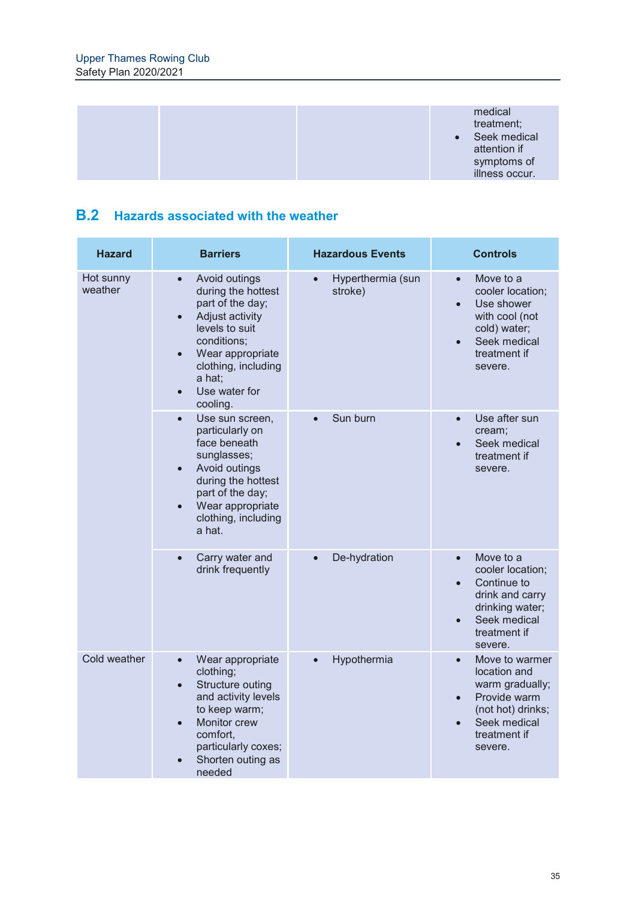| | | | • medical treatment; • Seek medical attention if symptoms of illness occur. |
|---|---|---|---|

## B.2 Hazards associated with the weather

| Hazard | Barriers | Hazardous Events | Controls |
|---|---|---|---|
| Hot sunny weather | • Avoid outings during the hottest part of the day; • Adjust activity levels to suit conditions; • Wear appropriate clothing, including a hat; • Use water for cooling. | • Hyperthermia (sun stroke) | • Move to a cooler location; • Use shower with cool (not cold) water; • Seek medical treatment if severe. |
| | • Use sun screen, particularly on face beneath sunglasses; • Avoid outings during the hottest part of the day; • Wear appropriate clothing, including a hat. | • Sun burn | • Use after sun cream; • Seek medical treatment if severe. |
| | • Carry water and drink frequently | • De-hydration | • Move to a cooler location; • Continue to drink and carry drinking water; • Seek medical treatment if severe. |
| Cold weather | • Wear appropriate clothing; • Structure outing and activity levels to keep warm; • Monitor crew comfort, particularly coxes; • Shorten outing as needed | • Hypothermia | • Move to warmer location and warm gradually; • Provide warm (not hot) drinks; • Seek medical treatment if severe. |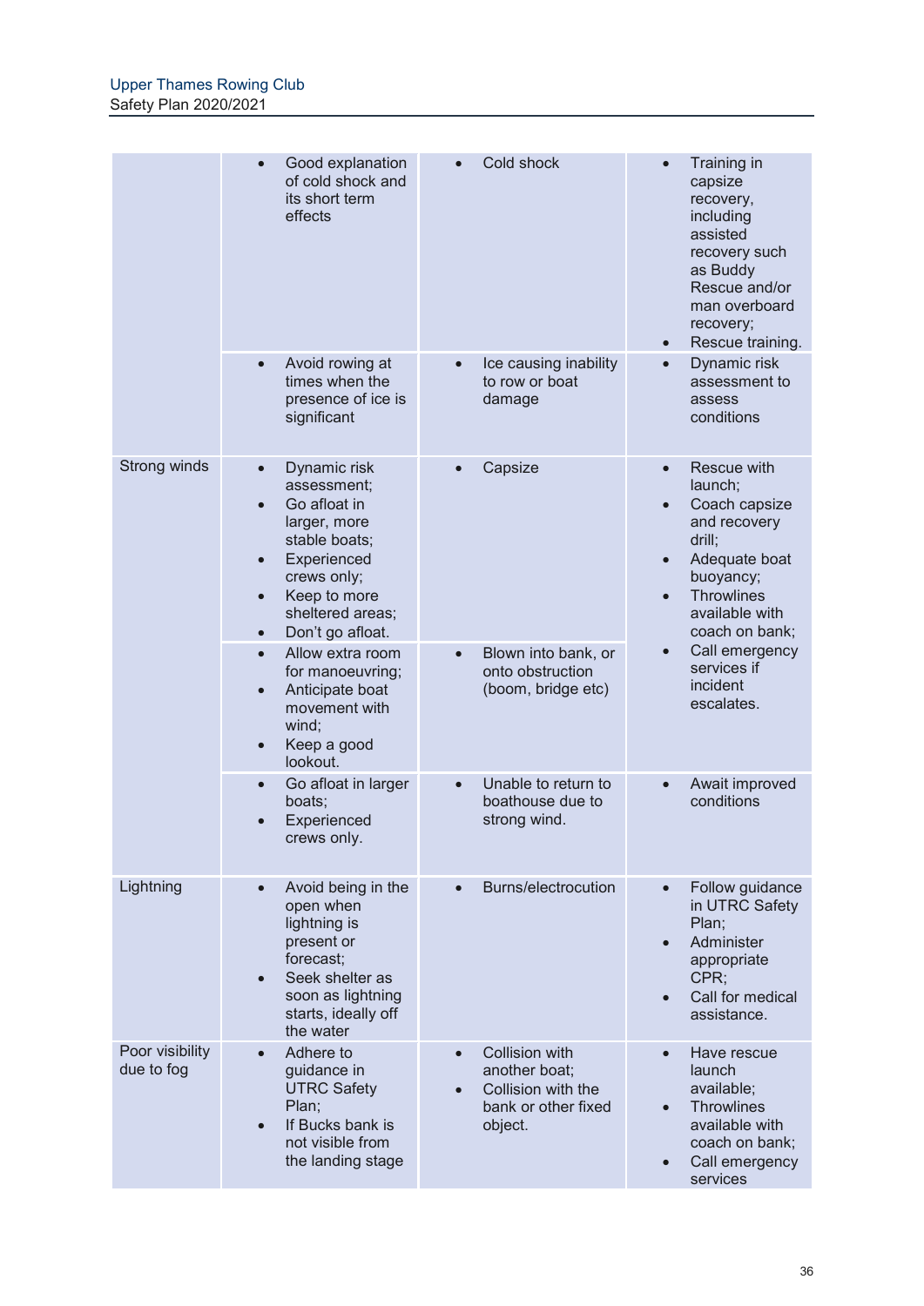| | | | |
|---|---|---|---|
| | • Good explanation of cold shock and its short term effects | • Cold shock | • Training in capsize recovery, including assisted recovery such as Buddy Rescue and/or man overboard recovery;<br>• Rescue training. |
| | • Avoid rowing at times when the presence of ice is significant | • Ice causing inability to row or boat damage | • Dynamic risk assessment to assess conditions |
| Strong winds | • Dynamic risk assessment;<br>• Go afloat in larger, more stable boats;<br>• Experienced crews only;<br>• Keep to more sheltered areas;<br>• Don't go afloat. | • Capsize | • Rescue with launch;<br>• Coach capsize and recovery drill;<br>• Adequate boat buoyancy;<br>• Throwlines available with coach on bank;<br>• Call emergency services if incident escalates. |
| | • Allow extra room for manoeuvring;<br>• Anticipate boat movement with wind;<br>• Keep a good lookout. | • Blown into bank, or onto obstruction (boom, bridge etc) | |
| | • Go afloat in larger boats;<br>• Experienced crews only. | • Unable to return to boathouse due to strong wind. | • Await improved conditions |
| Lightning | • Avoid being in the open when lightning is present or forecast;<br>• Seek shelter as soon as lightning starts, ideally off the water | • Burns/electrocution | • Follow guidance in UTRC Safety Plan;<br>• Administer appropriate CPR;<br>• Call for medical assistance. |
| Poor visibility due to fog | • Adhere to guidance in UTRC Safety Plan;<br>• If Bucks bank is not visible from the landing stage | • Collision with another boat;<br>• Collision with the bank or other fixed object. | • Have rescue launch available;<br>• Throwlines available with coach on bank;<br>• Call emergency services |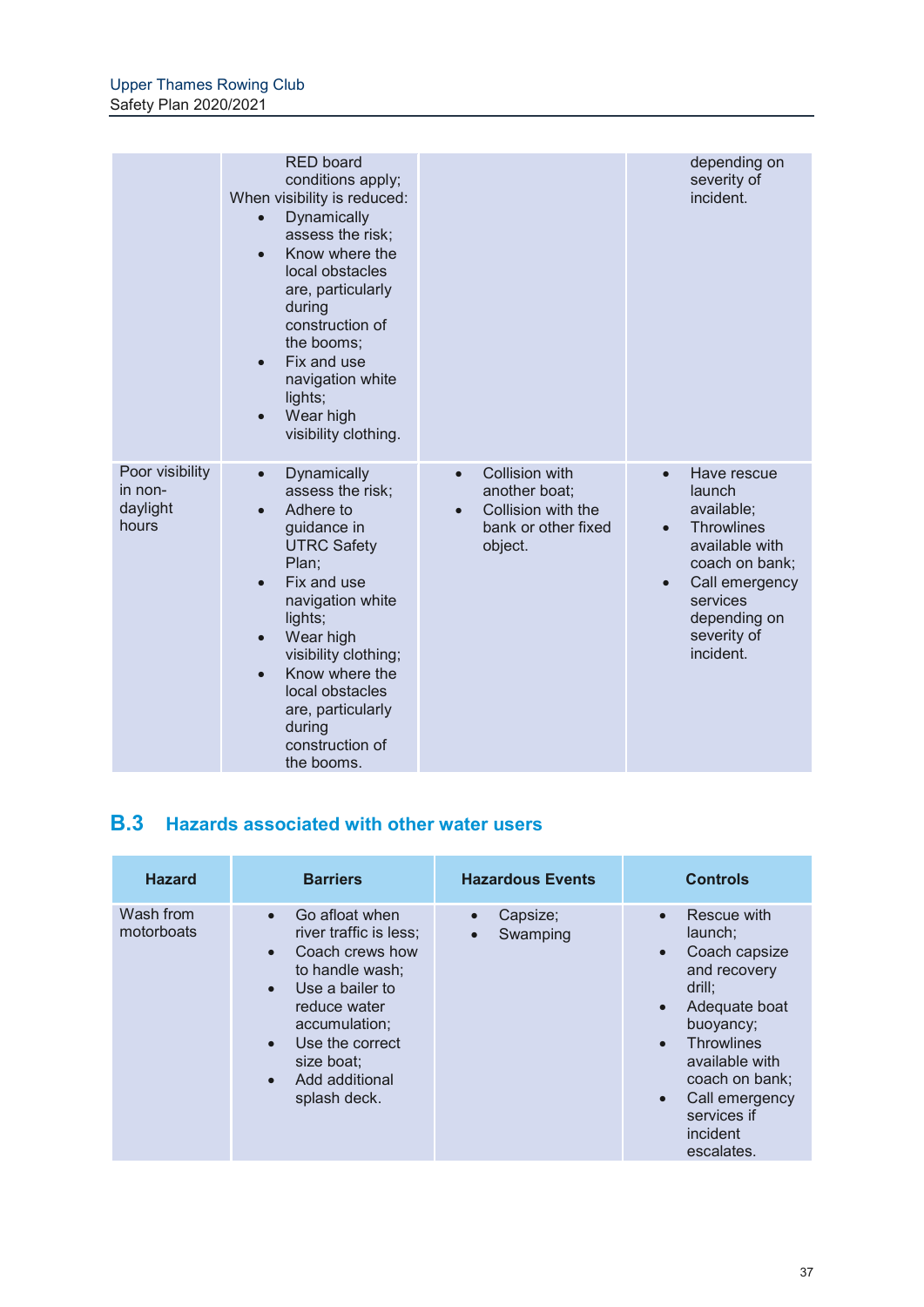| | | | |
|---|---|---|---|
| | RED board conditions apply;<br>When visibility is reduced:<br>• Dynamically assess the risk;<br>• Know where the local obstacles are, particularly during construction of the booms;<br>• Fix and use navigation white lights;<br>• Wear high visibility clothing. | | depending on severity of incident. |
| Poor visibility in non-daylight hours | • Dynamically assess the risk;<br>• Adhere to guidance in UTRC Safety Plan;<br>• Fix and use navigation white lights;<br>• Wear high visibility clothing;<br>• Know where the local obstacles are, particularly during construction of the booms. | • Collision with another boat;<br>• Collision with the bank or other fixed object. | • Have rescue launch available;<br>• Throwlines available with coach on bank;<br>• Call emergency services depending on severity of incident. |

## B.3 Hazards associated with other water users

| Hazard | Barriers | Hazardous Events | Controls |
|---|---|---|---|
| Wash from motorboats | • Go afloat when river traffic is less;<br>• Coach crews how to handle wash;<br>• Use a bailer to reduce water accumulation;<br>• Use the correct size boat;<br>• Add additional splash deck. | • Capsize;<br>• Swamping | • Rescue with launch;<br>• Coach capsize and recovery drill;<br>• Adequate boat buoyancy;<br>• Throwlines available with coach on bank;<br>• Call emergency services if incident escalates. |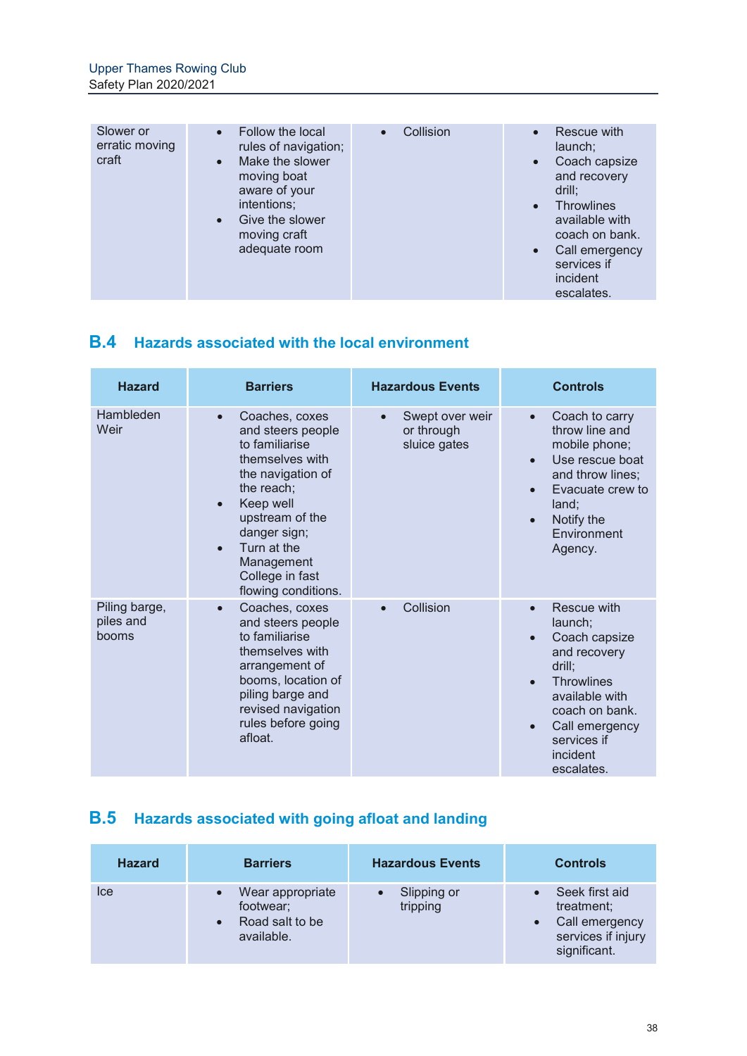| Slower or erratic moving craft | • Follow the local rules of navigation;<br>• Make the slower moving boat aware of your intentions;<br>• Give the slower moving craft adequate room | • Collision | • Rescue with launch;<br>• Coach capsize and recovery drill;<br>• Throwlines available with coach on bank.<br>• Call emergency services if incident escalates. |
|---|---|---|---|

## B.4 Hazards associated with the local environment

| Hazard | Barriers | Hazardous Events | Controls |
|---|---|---|---|
| Hambleden Weir | • Coaches, coxes and steers people to familiarise themselves with the navigation of the reach;<br>• Keep well upstream of the danger sign;<br>• Turn at the Management College in fast flowing conditions. | • Swept over weir or through sluice gates | • Coach to carry throw line and mobile phone;<br>• Use rescue boat and throw lines;<br>• Evacuate crew to land;<br>• Notify the Environment Agency. |
| Piling barge, piles and booms | • Coaches, coxes and steers people to familiarise themselves with arrangement of booms, location of piling barge and revised navigation rules before going afloat. | • Collision | • Rescue with launch;<br>• Coach capsize and recovery drill;<br>• Throwlines available with coach on bank.<br>• Call emergency services if incident escalates. |

## B.5 Hazards associated with going afloat and landing

| Hazard | Barriers | Hazardous Events | Controls |
|---|---|---|---|
| Ice | • Wear appropriate footwear;<br>• Road salt to be available. | • Slipping or tripping | • Seek first aid treatment;<br>• Call emergency services if injury significant. |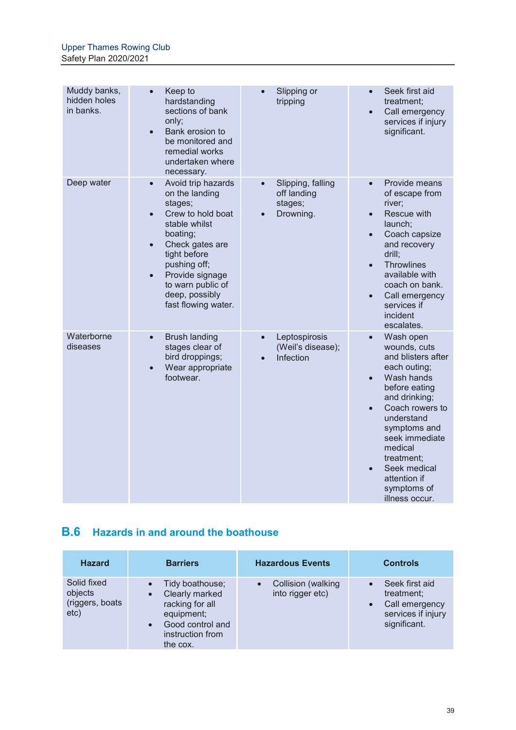| | | | |
|---|---|---|---|
| Muddy banks, hidden holes in banks. | • Keep to hardstanding sections of bank only;<br>• Bank erosion to be monitored and remedial works undertaken where necessary. | • Slipping or tripping | • Seek first aid treatment;<br>• Call emergency services if injury significant. |
| Deep water | • Avoid trip hazards on the landing stages;<br>• Crew to hold boat stable whilst boating;<br>• Check gates are tight before pushing off;<br>• Provide signage to warn public of deep, possibly fast flowing water. | • Slipping, falling off landing stages;<br>• Drowning. | • Provide means of escape from river;<br>• Rescue with launch;<br>• Coach capsize and recovery drill;<br>• Throwlines available with coach on bank.<br>• Call emergency services if incident escalates. |
| Waterborne diseases | • Brush landing stages clear of bird droppings;<br>• Wear appropriate footwear. | • Leptospirosis (Weil's disease);<br>• Infection | • Wash open wounds, cuts and blisters after each outing;<br>• Wash hands before eating and drinking;<br>• Coach rowers to understand symptoms and seek immediate medical treatment;<br>• Seek medical attention if symptoms of illness occur. |

## B.6 Hazards in and around the boathouse

| Hazard | Barriers | Hazardous Events | Controls |
|---|---|---|---|
| Solid fixed objects (riggers, boats etc) | • Tidy boathouse;<br>• Clearly marked racking for all equipment;<br>• Good control and instruction from the cox. | • Collision (walking into rigger etc) | • Seek first aid treatment;<br>• Call emergency services if injury significant. |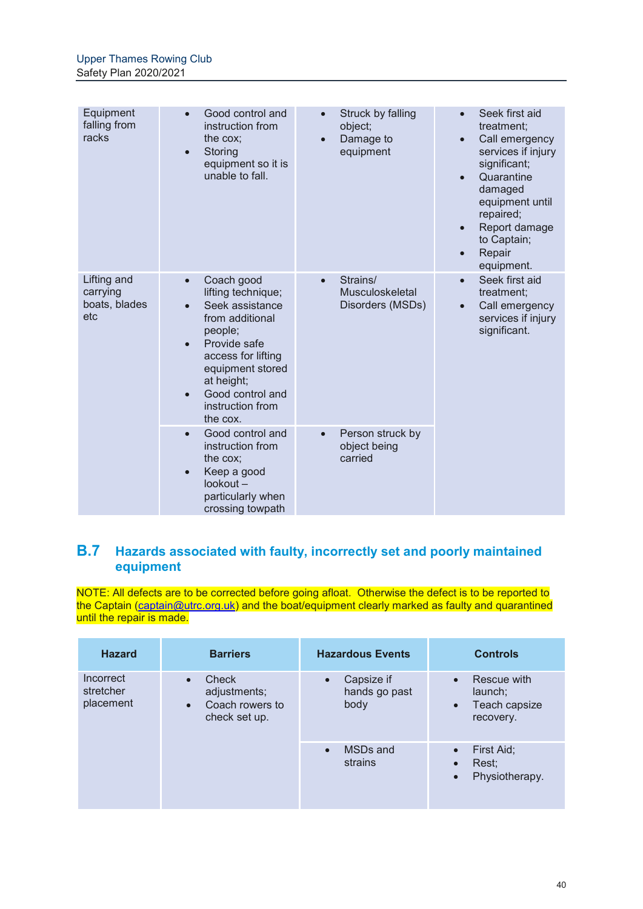| | | | |
|---|---|---|---|
| Equipment falling from racks | • Good control and instruction from the cox;<br>• Storing equipment so it is unable to fall. | • Struck by falling object;<br>• Damage to equipment | • Seek first aid treatment;<br>• Call emergency services if injury significant;<br>• Quarantine damaged equipment until repaired;<br>• Report damage to Captain;<br>• Repair equipment. |
| Lifting and carrying boats, blades etc | • Coach good lifting technique;<br>• Seek assistance from additional people;<br>• Provide safe access for lifting equipment stored at height;<br>• Good control and instruction from the cox. | • Strains/ Musculoskeletal Disorders (MSDs) | • Seek first aid treatment;<br>• Call emergency services if injury significant. |
| | • Good control and instruction from the cox;<br>• Keep a good lookout – particularly when crossing towpath | • Person struck by object being carried | |

## B.7 Hazards associated with faulty, incorrectly set and poorly maintained equipment

NOTE: All defects are to be corrected before going afloat. Otherwise the defect is to be reported to the Captain (captain@utrc.org.uk) and the boat/equipment clearly marked as faulty and quarantined until the repair is made.

| Hazard | Barriers | Hazardous Events | Controls |
|---|---|---|---|
| Incorrect stretcher placement | • Check adjustments;<br>• Coach rowers to check set up. | • Capsize if hands go past body | • Rescue with launch;<br>• Teach capsize recovery. |
| | | • MSDs and strains | • First Aid;<br>• Rest;<br>• Physiotherapy. |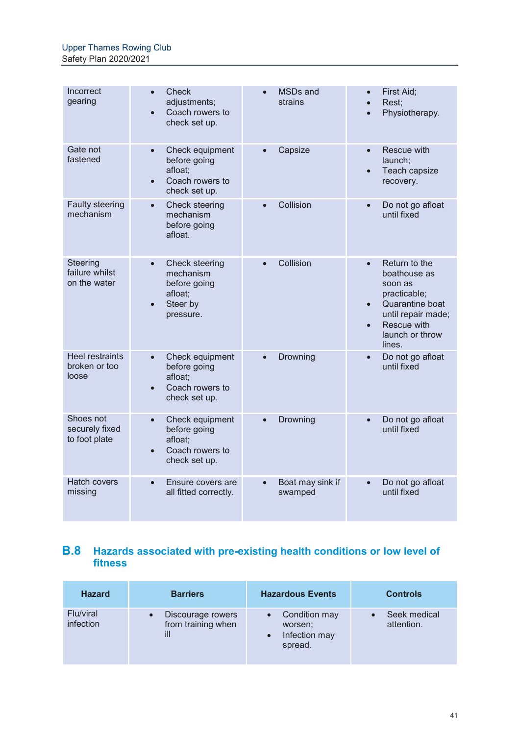| Incorrect gearing | • Check adjustments;<br>• Coach rowers to check set up. | • MSDs and strains | • First Aid;<br>• Rest;<br>• Physiotherapy. |
|---|---|---|---|
| Gate not fastened | • Check equipment before going afloat;<br>• Coach rowers to check set up. | • Capsize | • Rescue with launch;<br>• Teach capsize recovery. |
| Faulty steering mechanism | • Check steering mechanism before going afloat. | • Collision | • Do not go afloat until fixed |
| Steering failure whilst on the water | • Check steering mechanism before going afloat;<br>• Steer by pressure. | • Collision | • Return to the boathouse as soon as practicable;<br>• Quarantine boat until repair made;<br>• Rescue with launch or throw lines. |
| Heel restraints broken or too loose | • Check equipment before going afloat;<br>• Coach rowers to check set up. | • Drowning | • Do not go afloat until fixed |
| Shoes not securely fixed to foot plate | • Check equipment before going afloat;<br>• Coach rowers to check set up. | • Drowning | • Do not go afloat until fixed |
| Hatch covers missing | • Ensure covers are all fitted correctly. | • Boat may sink if swamped | • Do not go afloat until fixed |

## B.8 Hazards associated with pre-existing health conditions or low level of fitness

| Hazard | Barriers | Hazardous Events | Controls |
|---|---|---|---|
| Flu/viral infection | • Discourage rowers from training when ill | • Condition may worsen;<br>• Infection may spread. | • Seek medical attention. |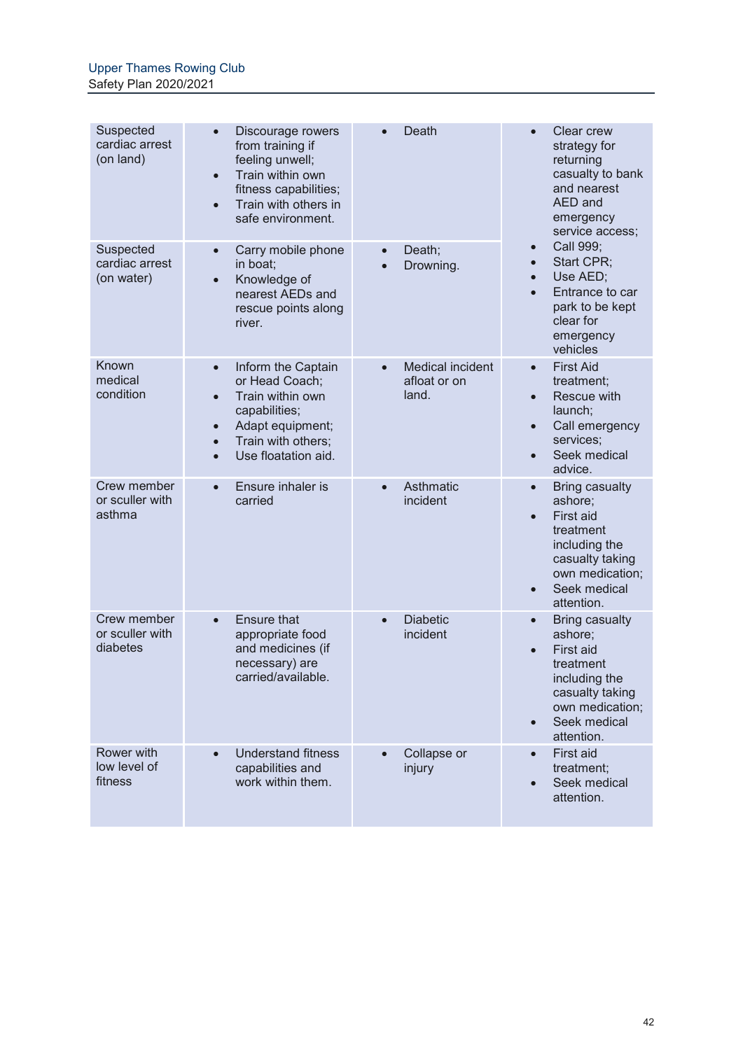| | | | |
|---|---|---|---|
| Suspected cardiac arrest (on land) | • Discourage rowers from training if feeling unwell;<br>• Train within own fitness capabilities;<br>• Train with others in safe environment. | • Death | • Clear crew strategy for returning casualty to bank and nearest AED and emergency service access;<br>• Call 999;<br>• Start CPR;<br>• Use AED;<br>• Entrance to car park to be kept clear for emergency vehicles |
| Suspected cardiac arrest (on water) | • Carry mobile phone in boat;<br>• Knowledge of nearest AEDs and rescue points along river. | • Death;<br>• Drowning. | |
| Known medical condition | • Inform the Captain or Head Coach;<br>• Train within own capabilities;<br>• Adapt equipment;<br>• Train with others;<br>• Use floatation aid. | • Medical incident afloat or on land. | • First Aid treatment;<br>• Rescue with launch;<br>• Call emergency services;<br>• Seek medical advice. |
| Crew member or sculler with asthma | • Ensure inhaler is carried | • Asthmatic incident | • Bring casualty ashore;<br>• First aid treatment including the casualty taking own medication;<br>• Seek medical attention. |
| Crew member or sculler with diabetes | • Ensure that appropriate food and medicines (if necessary) are carried/available. | • Diabetic incident | • Bring casualty ashore;<br>• First aid treatment including the casualty taking own medication;<br>• Seek medical attention. |
| Rower with low level of fitness | • Understand fitness capabilities and work within them. | • Collapse or injury | • First aid treatment;<br>• Seek medical attention. |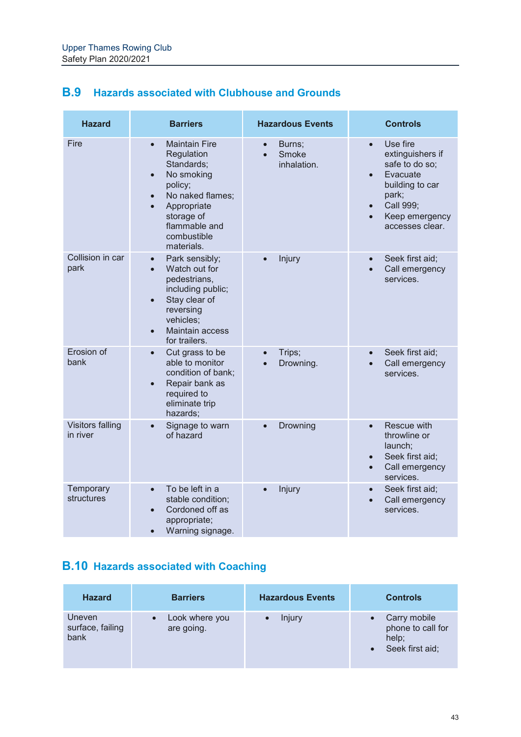## B.9 Hazards associated with Clubhouse and Grounds

| Hazard | Barriers | Hazardous Events | Controls |
|---|---|---|---|
| Fire | • Maintain Fire Regulation Standards;<br>• No smoking policy;<br>• No naked flames;<br>• Appropriate storage of flammable and combustible materials. | • Burns;<br>• Smoke inhalation. | • Use fire extinguishers if safe to do so;<br>• Evacuate building to car park;<br>• Call 999;<br>• Keep emergency accesses clear. |
| Collision in car park | • Park sensibly;<br>• Watch out for pedestrians, including public;<br>• Stay clear of reversing vehicles;<br>• Maintain access for trailers. | • Injury | • Seek first aid;<br>• Call emergency services. |
| Erosion of bank | • Cut grass to be able to monitor condition of bank;<br>• Repair bank as required to eliminate trip hazards; | • Trips;<br>• Drowning. | • Seek first aid;<br>• Call emergency services. |
| Visitors falling in river | • Signage to warn of hazard | • Drowning | • Rescue with throwline or launch;<br>• Seek first aid;<br>• Call emergency services. |
| Temporary structures | • To be left in a stable condition;<br>• Cordoned off as appropriate;<br>• Warning signage. | • Injury | • Seek first aid;<br>• Call emergency services. |

## B.10 Hazards associated with Coaching

| Hazard | Barriers | Hazardous Events | Controls |
|---|---|---|---|
| Uneven surface, failing bank | • Look where you are going. | • Injury | • Carry mobile phone to call for help;<br>• Seek first aid; |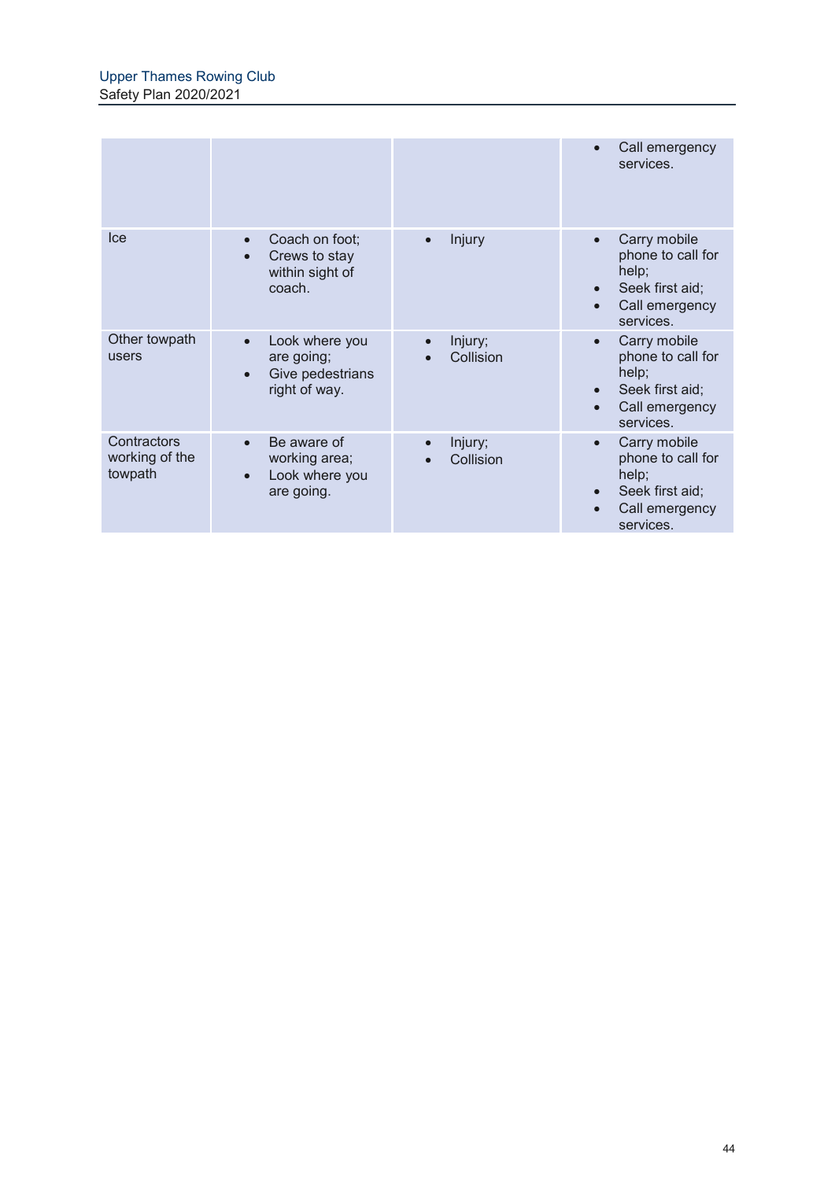| | | | |
|---|---|---|---|
| | | | • Call emergency services. |
| Ice | • Coach on foot;<br>• Crews to stay within sight of coach. | • Injury | • Carry mobile phone to call for help;<br>• Seek first aid;<br>• Call emergency services. |
| Other towpath users | • Look where you are going;<br>• Give pedestrians right of way. | • Injury;<br>• Collision | • Carry mobile phone to call for help;<br>• Seek first aid;<br>• Call emergency services. |
| Contractors working of the towpath | • Be aware of working area;<br>• Look where you are going. | • Injury;<br>• Collision | • Carry mobile phone to call for help;<br>• Seek first aid;<br>• Call emergency services. |